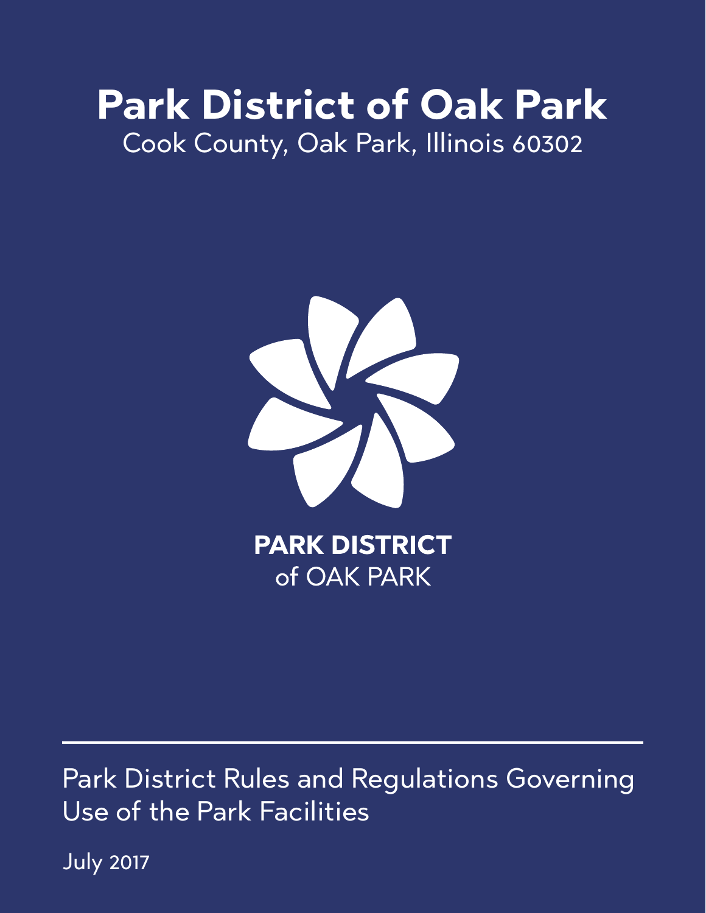# Park District of Oak Park

Cook County, Oak Park, Illinois 60302

**PARK DISTRICT**
of OAK PARK

Park District Rules and Regulations Governing Use of the Park Facilities

July 2017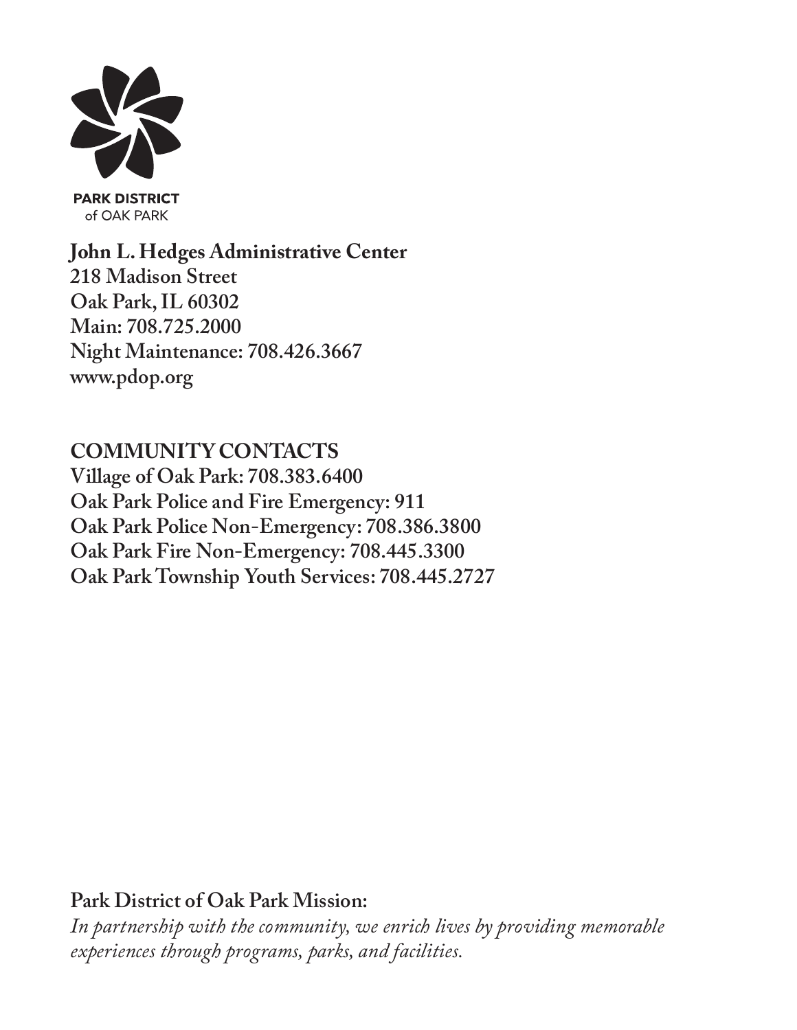**PARK DISTRICT**
of OAK PARK

**John L. Hedges Administrative Center**
**218 Madison Street**
**Oak Park, IL 60302**
**Main: 708.725.2000**
**Night Maintenance: 708.426.3667**
**www.pdop.org**

## COMMUNITY CONTACTS

**Village of Oak Park: 708.383.6400**
**Oak Park Police and Fire Emergency: 911**
**Oak Park Police Non-Emergency: 708.386.3800**
**Oak Park Fire Non-Emergency: 708.445.3300**
**Oak Park Township Youth Services: 708.445.2727**

**Park District of Oak Park Mission:**
*In partnership with the community, we enrich lives by providing memorable experiences through programs, parks, and facilities.*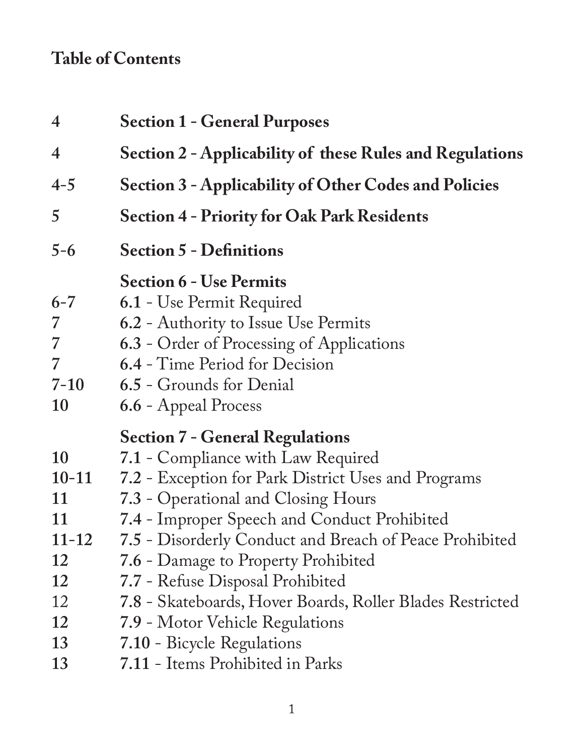## Table of Contents

| Page | Section |
|---|---|
| 4 | **Section 1 - General Purposes** |
| 4 | **Section 2 - Applicability of these Rules and Regulations** |
| 4-5 | **Section 3 - Applicability of Other Codes and Policies** |
| 5 | **Section 4 - Priority for Oak Park Residents** |
| 5-6 | **Section 5 - Definitions** |
| | **Section 6 - Use Permits** |
| 6-7 | **6.1** - Use Permit Required |
| 7 | **6.2** - Authority to Issue Use Permits |
| 7 | **6.3** - Order of Processing of Applications |
| 7 | **6.4** - Time Period for Decision |
| 7-10 | **6.5** - Grounds for Denial |
| 10 | **6.6** - Appeal Process |
| | **Section 7 - General Regulations** |
| 10 | **7.1** - Compliance with Law Required |
| 10-11 | **7.2** - Exception for Park District Uses and Programs |
| 11 | **7.3** - Operational and Closing Hours |
| 11 | **7.4** - Improper Speech and Conduct Prohibited |
| 11-12 | **7.5** - Disorderly Conduct and Breach of Peace Prohibited |
| 12 | **7.6** - Damage to Property Prohibited |
| 12 | **7.7** - Refuse Disposal Prohibited |
| 12 | **7.8** - Skateboards, Hover Boards, Roller Blades Restricted |
| 12 | **7.9** - Motor Vehicle Regulations |
| 13 | **7.10** - Bicycle Regulations |
| 13 | **7.11** - Items Prohibited in Parks |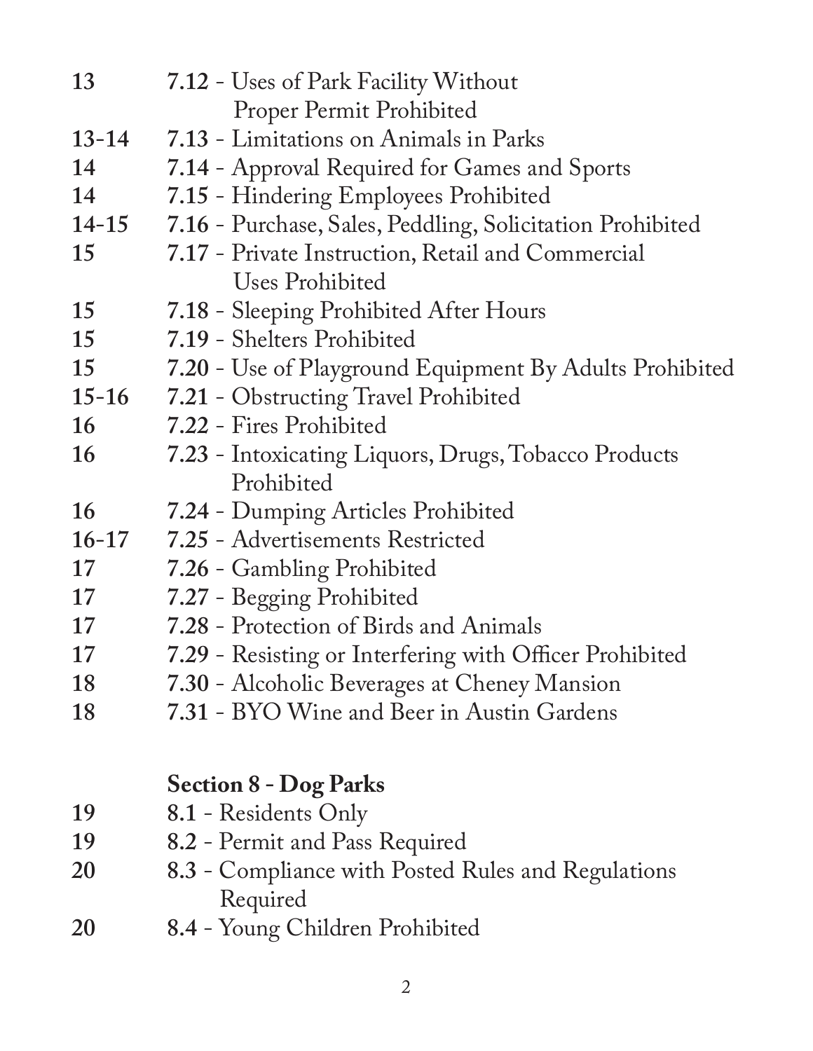| Page | Section |
|---|---|
| 13 | **7.12** - Uses of Park Facility Without Proper Permit Prohibited |
| 13-14 | **7.13** - Limitations on Animals in Parks |
| 14 | **7.14** - Approval Required for Games and Sports |
| 14 | **7.15** - Hindering Employees Prohibited |
| 14-15 | **7.16** - Purchase, Sales, Peddling, Solicitation Prohibited |
| 15 | **7.17** - Private Instruction, Retail and Commercial Uses Prohibited |
| 15 | **7.18** - Sleeping Prohibited After Hours |
| 15 | **7.19** - Shelters Prohibited |
| 15 | **7.20** - Use of Playground Equipment By Adults Prohibited |
| 15-16 | **7.21** - Obstructing Travel Prohibited |
| 16 | **7.22** - Fires Prohibited |
| 16 | **7.23** - Intoxicating Liquors, Drugs, Tobacco Products Prohibited |
| 16 | **7.24** - Dumping Articles Prohibited |
| 16-17 | **7.25** - Advertisements Restricted |
| 17 | **7.26** - Gambling Prohibited |
| 17 | **7.27** - Begging Prohibited |
| 17 | **7.28** - Protection of Birds and Animals |
| 17 | **7.29** - Resisting or Interfering with Officer Prohibited |
| 18 | **7.30** - Alcoholic Beverages at Cheney Mansion |
| 18 | **7.31** - BYO Wine and Beer in Austin Gardens |

**Section 8 - Dog Parks**

| Page | Section |
|---|---|
| 19 | **8.1** - Residents Only |
| 19 | **8.2** - Permit and Pass Required |
| 20 | **8.3** - Compliance with Posted Rules and Regulations Required |
| 20 | **8.4** - Young Children Prohibited |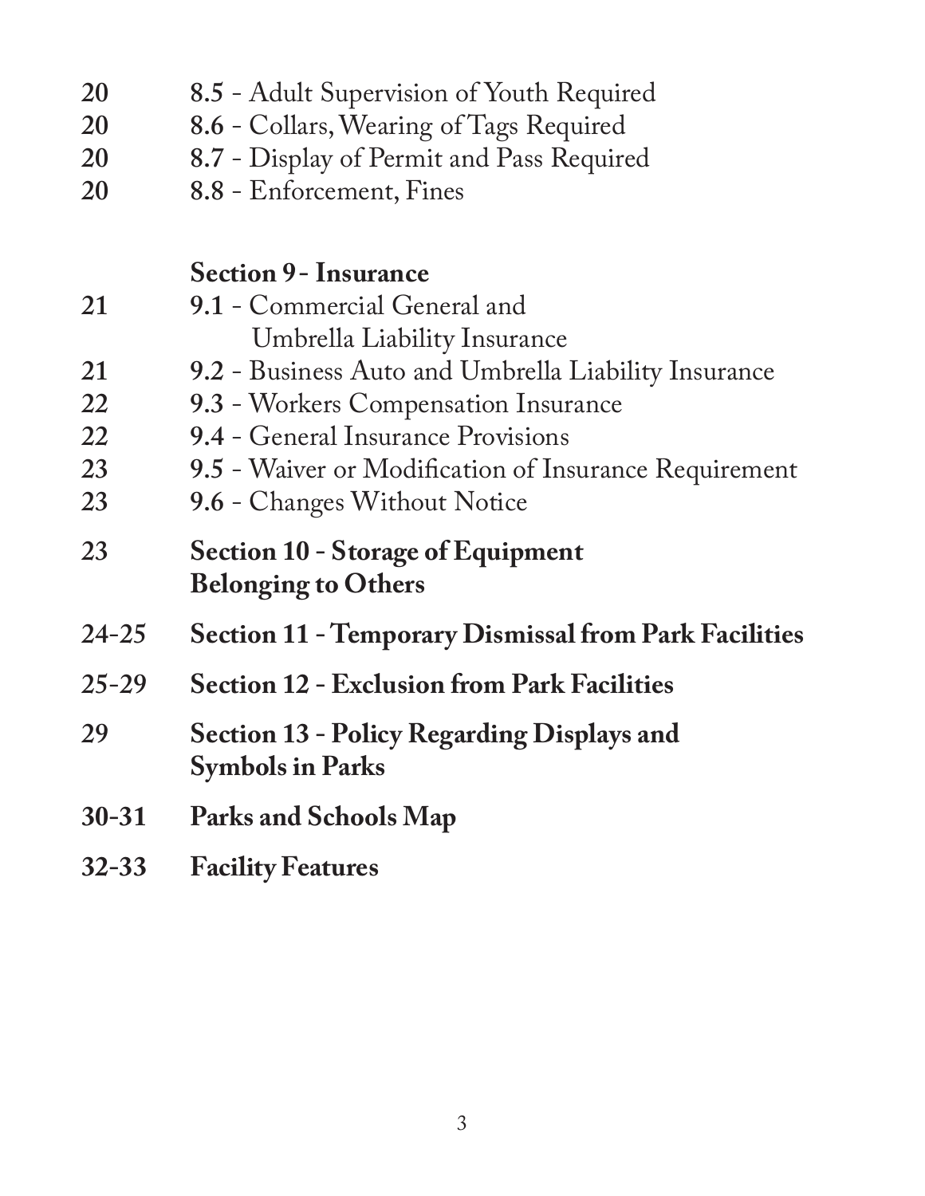| Page | Section |
|---|---|
| **20** | **8.5** - Adult Supervision of Youth Required |
| **20** | **8.6** - Collars, Wearing of Tags Required |
| **20** | **8.7** - Display of Permit and Pass Required |
| **20** | **8.8** - Enforcement, Fines |
| | **Section 9 - Insurance** |
| **21** | **9.1** - Commercial General and Umbrella Liability Insurance |
| **21** | **9.2** - Business Auto and Umbrella Liability Insurance |
| **22** | **9.3** - Workers Compensation Insurance |
| **22** | **9.4** - General Insurance Provisions |
| **23** | **9.5** - Waiver or Modification of Insurance Requirement |
| **23** | **9.6** - Changes Without Notice |
| **23** | **Section 10 - Storage of Equipment Belonging to Others** |
| **24-25** | **Section 11 - Temporary Dismissal from Park Facilities** |
| **25-29** | **Section 12 - Exclusion from Park Facilities** |
| **29** | **Section 13 - Policy Regarding Displays and Symbols in Parks** |
| **30-31** | **Parks and Schools Map** |
| **32-33** | **Facility Features** |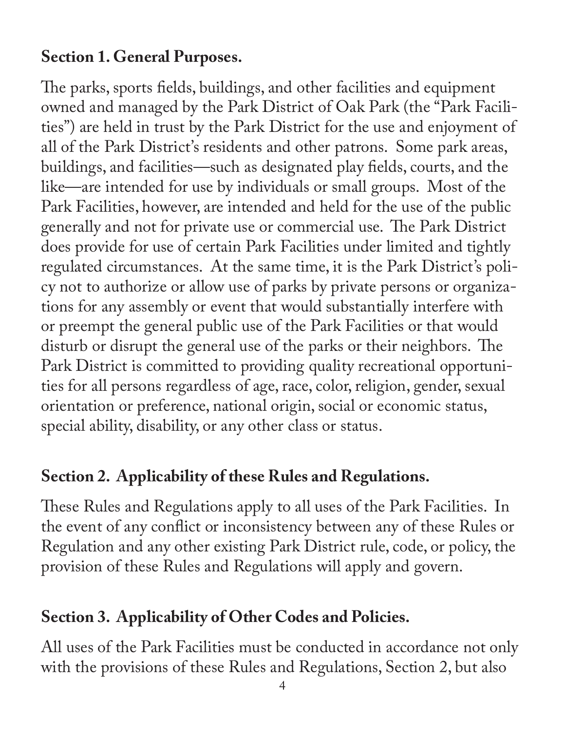## Section 1. General Purposes.

The parks, sports fields, buildings, and other facilities and equipment owned and managed by the Park District of Oak Park (the "Park Facilities") are held in trust by the Park District for the use and enjoyment of all of the Park District's residents and other patrons. Some park areas, buildings, and facilities—such as designated play fields, courts, and the like—are intended for use by individuals or small groups. Most of the Park Facilities, however, are intended and held for the use of the public generally and not for private use or commercial use. The Park District does provide for use of certain Park Facilities under limited and tightly regulated circumstances. At the same time, it is the Park District's policy not to authorize or allow use of parks by private persons or organizations for any assembly or event that would substantially interfere with or preempt the general public use of the Park Facilities or that would disturb or disrupt the general use of the parks or their neighbors. The Park District is committed to providing quality recreational opportunities for all persons regardless of age, race, color, religion, gender, sexual orientation or preference, national origin, social or economic status, special ability, disability, or any other class or status.

## Section 2. Applicability of these Rules and Regulations.

These Rules and Regulations apply to all uses of the Park Facilities. In the event of any conflict or inconsistency between any of these Rules or Regulation and any other existing Park District rule, code, or policy, the provision of these Rules and Regulations will apply and govern.

## Section 3. Applicability of Other Codes and Policies.

All uses of the Park Facilities must be conducted in accordance not only with the provisions of these Rules and Regulations, Section 2, but also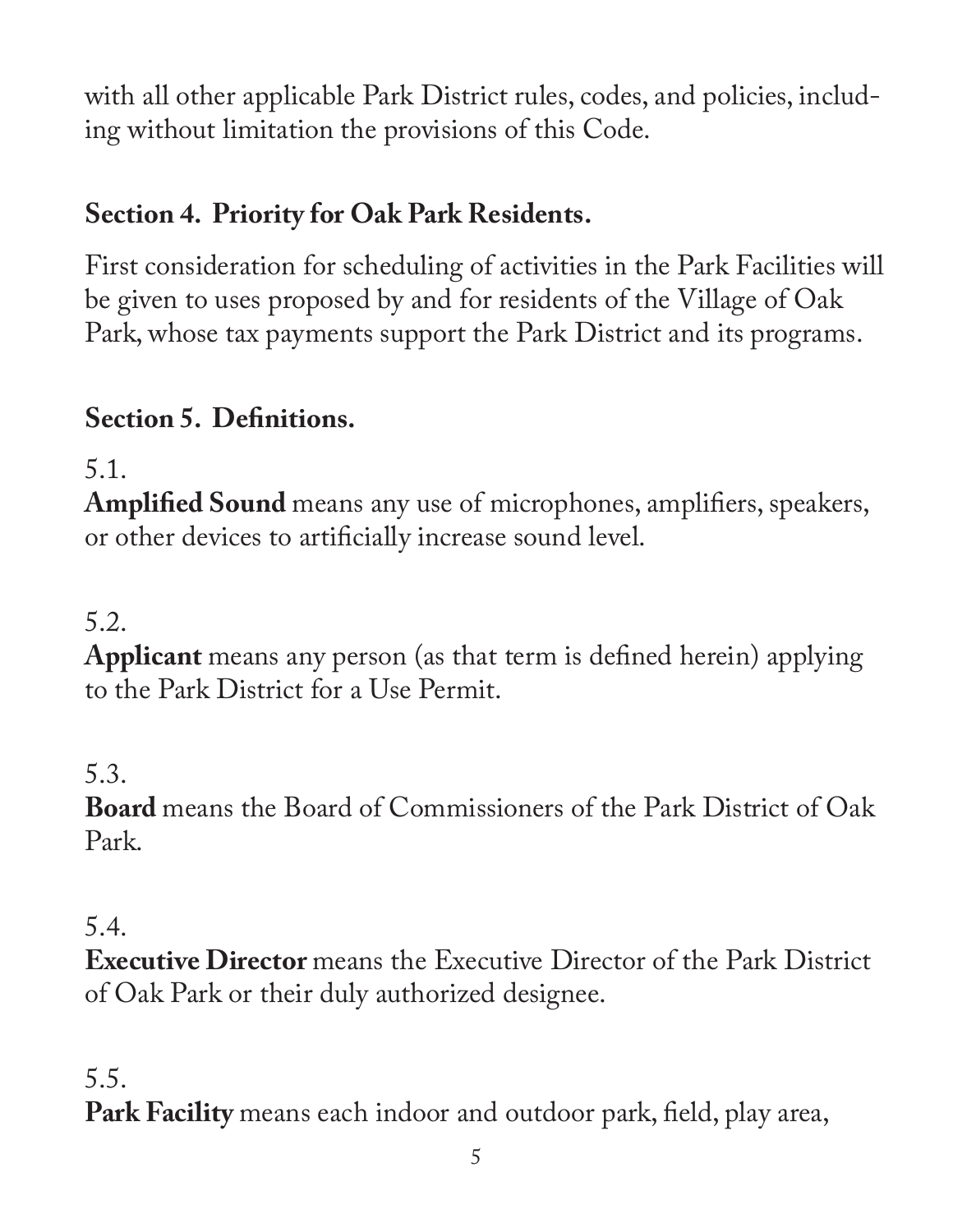with all other applicable Park District rules, codes, and policies, including without limitation the provisions of this Code.

## Section 4. Priority for Oak Park Residents.

First consideration for scheduling of activities in the Park Facilities will be given to uses proposed by and for residents of the Village of Oak Park, whose tax payments support the Park District and its programs.

## Section 5. Definitions.

5.1.
**Amplified Sound** means any use of microphones, amplifiers, speakers, or other devices to artificially increase sound level.

5.2.
**Applicant** means any person (as that term is defined herein) applying to the Park District for a Use Permit.

5.3.
**Board** means the Board of Commissioners of the Park District of Oak Park.

5.4.
**Executive Director** means the Executive Director of the Park District of Oak Park or their duly authorized designee.

5.5.
**Park Facility** means each indoor and outdoor park, field, play area,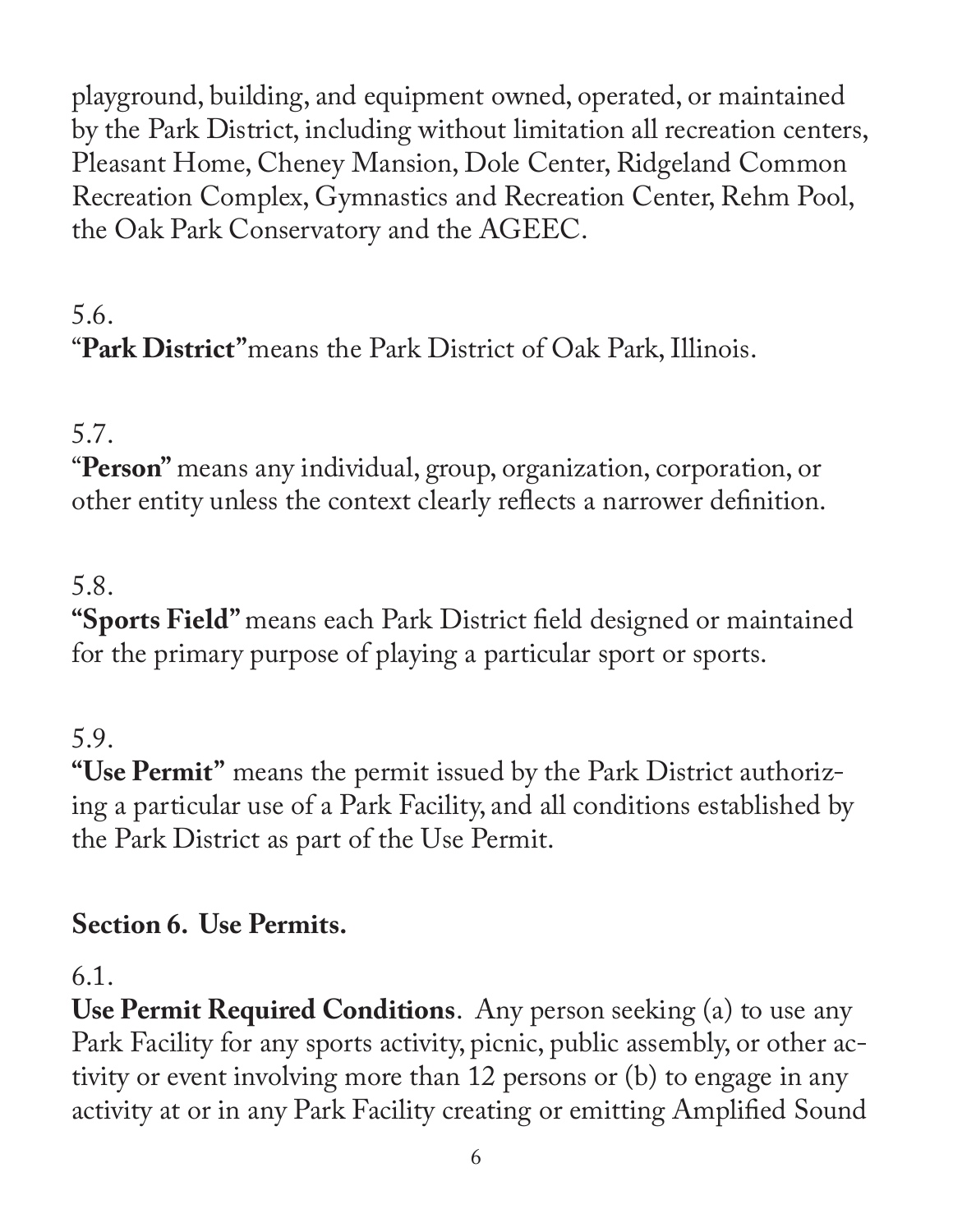playground, building, and equipment owned, operated, or maintained by the Park District, including without limitation all recreation centers, Pleasant Home, Cheney Mansion, Dole Center, Ridgeland Common Recreation Complex, Gymnastics and Recreation Center, Rehm Pool, the Oak Park Conservatory and the AGEEC.

5.6.
"**Park District**" means the Park District of Oak Park, Illinois.

5.7.
"**Person**" means any individual, group, organization, corporation, or other entity unless the context clearly reflects a narrower definition.

5.8.
**"Sports Field"** means each Park District field designed or maintained for the primary purpose of playing a particular sport or sports.

5.9.
**"Use Permit"** means the permit issued by the Park District authorizing a particular use of a Park Facility, and all conditions established by the Park District as part of the Use Permit.

## Section 6. Use Permits.

6.1.
**Use Permit Required Conditions**. Any person seeking (a) to use any Park Facility for any sports activity, picnic, public assembly, or other activity or event involving more than 12 persons or (b) to engage in any activity at or in any Park Facility creating or emitting Amplified Sound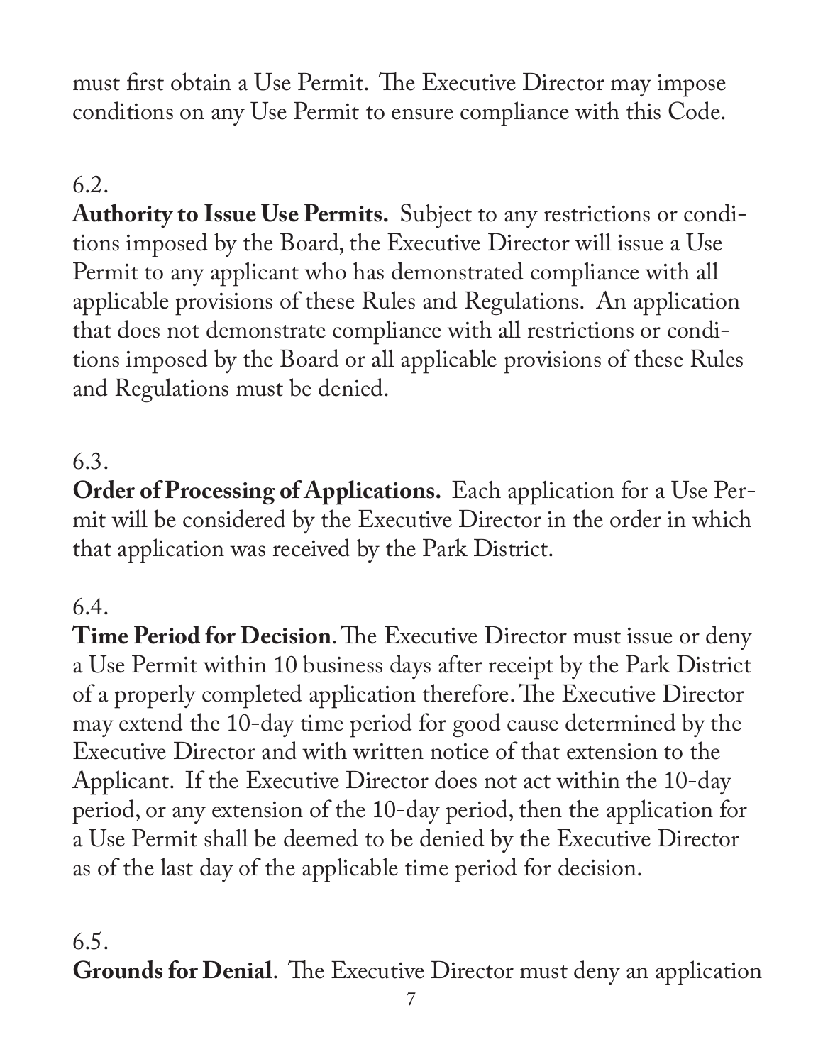must first obtain a Use Permit. The Executive Director may impose conditions on any Use Permit to ensure compliance with this Code.

6.2.

**Authority to Issue Use Permits.** Subject to any restrictions or conditions imposed by the Board, the Executive Director will issue a Use Permit to any applicant who has demonstrated compliance with all applicable provisions of these Rules and Regulations. An application that does not demonstrate compliance with all restrictions or conditions imposed by the Board or all applicable provisions of these Rules and Regulations must be denied.

6.3.

**Order of Processing of Applications.** Each application for a Use Permit will be considered by the Executive Director in the order in which that application was received by the Park District.

6.4.

**Time Period for Decision**. The Executive Director must issue or deny a Use Permit within 10 business days after receipt by the Park District of a properly completed application therefore. The Executive Director may extend the 10-day time period for good cause determined by the Executive Director and with written notice of that extension to the Applicant. If the Executive Director does not act within the 10-day period, or any extension of the 10-day period, then the application for a Use Permit shall be deemed to be denied by the Executive Director as of the last day of the applicable time period for decision.

6.5.

**Grounds for Denial**. The Executive Director must deny an application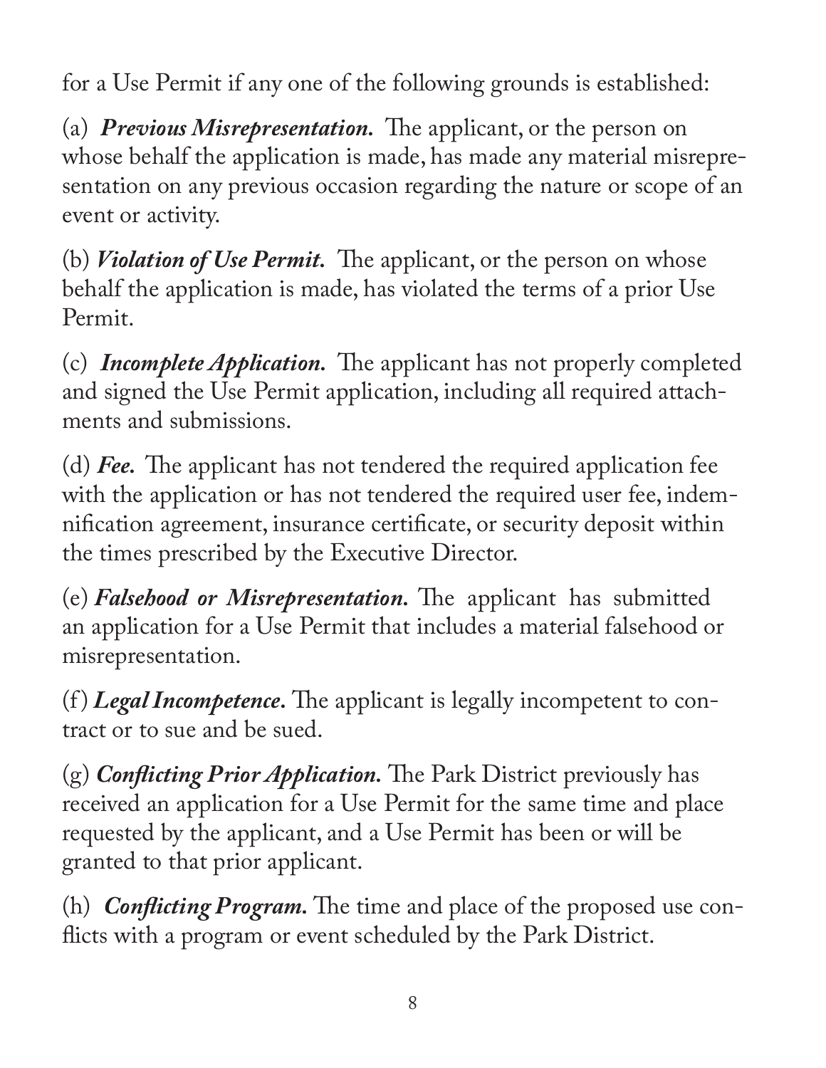for a Use Permit if any one of the following grounds is established:

(a) ***Previous Misrepresentation.*** The applicant, or the person on whose behalf the application is made, has made any material misrepresentation on any previous occasion regarding the nature or scope of an event or activity.

(b) ***Violation of Use Permit.*** The applicant, or the person on whose behalf the application is made, has violated the terms of a prior Use Permit.

(c) ***Incomplete Application.*** The applicant has not properly completed and signed the Use Permit application, including all required attachments and submissions.

(d) ***Fee.*** The applicant has not tendered the required application fee with the application or has not tendered the required user fee, indemnification agreement, insurance certificate, or security deposit within the times prescribed by the Executive Director.

(e) ***Falsehood or Misrepresentation.*** The applicant has submitted an application for a Use Permit that includes a material falsehood or misrepresentation.

(f) ***Legal Incompetence.*** The applicant is legally incompetent to contract or to sue and be sued.

(g) ***Conflicting Prior Application.*** The Park District previously has received an application for a Use Permit for the same time and place requested by the applicant, and a Use Permit has been or will be granted to that prior applicant.

(h) ***Conflicting Program.*** The time and place of the proposed use conflicts with a program or event scheduled by the Park District.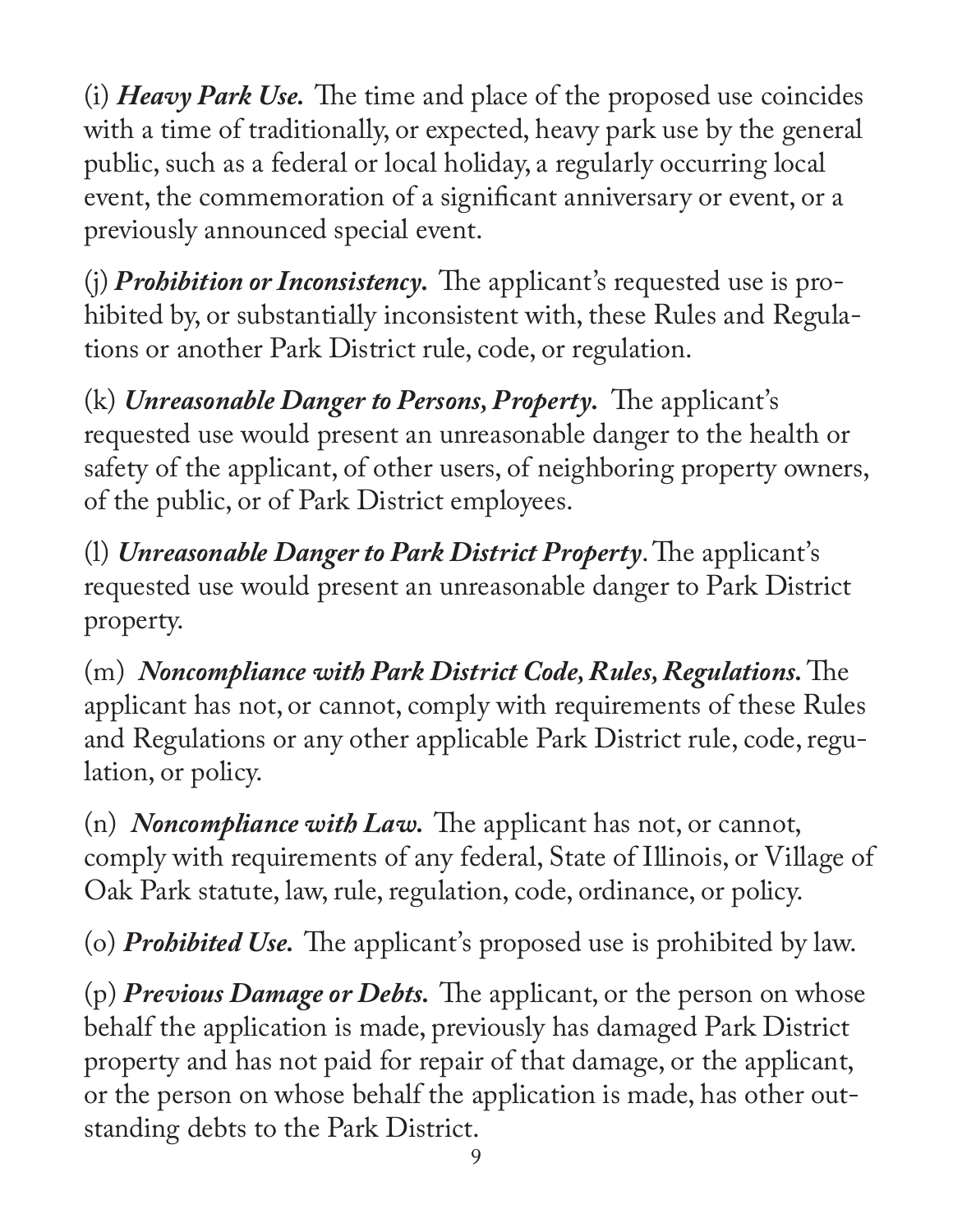(i) ***Heavy Park Use.*** The time and place of the proposed use coincides with a time of traditionally, or expected, heavy park use by the general public, such as a federal or local holiday, a regularly occurring local event, the commemoration of a significant anniversary or event, or a previously announced special event.

(j) ***Prohibition or Inconsistency.*** The applicant's requested use is prohibited by, or substantially inconsistent with, these Rules and Regulations or another Park District rule, code, or regulation.

(k) ***Unreasonable Danger to Persons, Property.*** The applicant's requested use would present an unreasonable danger to the health or safety of the applicant, of other users, of neighboring property owners, of the public, or of Park District employees.

(l) ***Unreasonable Danger to Park District Property***. The applicant's requested use would present an unreasonable danger to Park District property.

(m) ***Noncompliance with Park District Code, Rules, Regulations.*** The applicant has not, or cannot, comply with requirements of these Rules and Regulations or any other applicable Park District rule, code, regulation, or policy.

(n) ***Noncompliance with Law.*** The applicant has not, or cannot, comply with requirements of any federal, State of Illinois, or Village of Oak Park statute, law, rule, regulation, code, ordinance, or policy.

(o) ***Prohibited Use.*** The applicant's proposed use is prohibited by law.

(p) ***Previous Damage or Debts.*** The applicant, or the person on whose behalf the application is made, previously has damaged Park District property and has not paid for repair of that damage, or the applicant, or the person on whose behalf the application is made, has other outstanding debts to the Park District.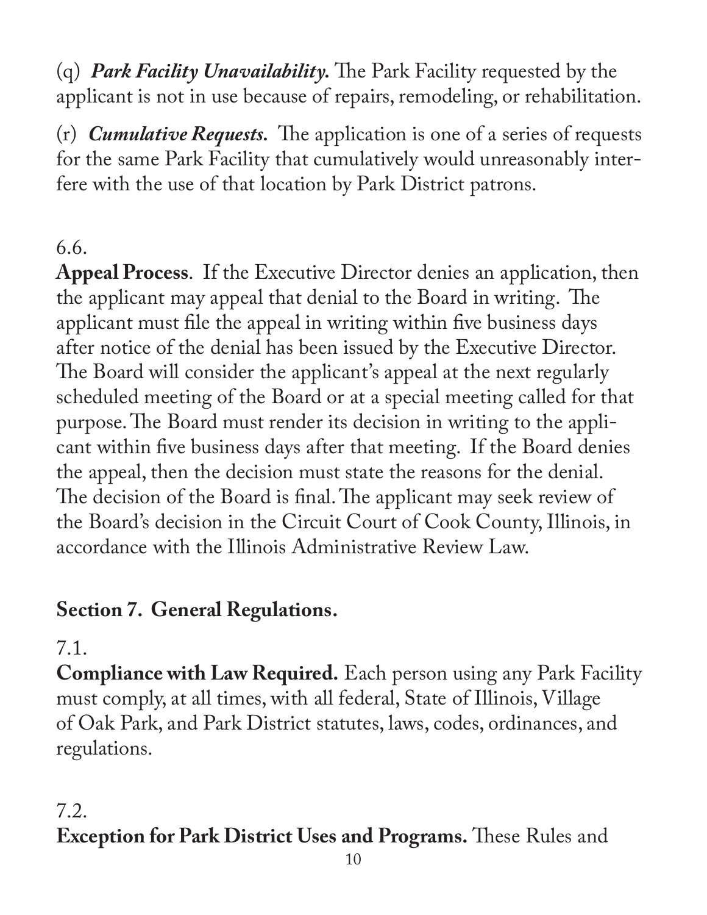(q) ***Park Facility Unavailability.*** The Park Facility requested by the applicant is not in use because of repairs, remodeling, or rehabilitation.

(r) ***Cumulative Requests.*** The application is one of a series of requests for the same Park Facility that cumulatively would unreasonably interfere with the use of that location by Park District patrons.

6.6.
**Appeal Process**. If the Executive Director denies an application, then the applicant may appeal that denial to the Board in writing. The applicant must file the appeal in writing within five business days after notice of the denial has been issued by the Executive Director. The Board will consider the applicant's appeal at the next regularly scheduled meeting of the Board or at a special meeting called for that purpose. The Board must render its decision in writing to the applicant within five business days after that meeting. If the Board denies the appeal, then the decision must state the reasons for the denial. The decision of the Board is final. The applicant may seek review of the Board's decision in the Circuit Court of Cook County, Illinois, in accordance with the Illinois Administrative Review Law.

## Section 7. General Regulations.

7.1.
**Compliance with Law Required.** Each person using any Park Facility must comply, at all times, with all federal, State of Illinois, Village of Oak Park, and Park District statutes, laws, codes, ordinances, and regulations.

7.2.
**Exception for Park District Uses and Programs.** These Rules and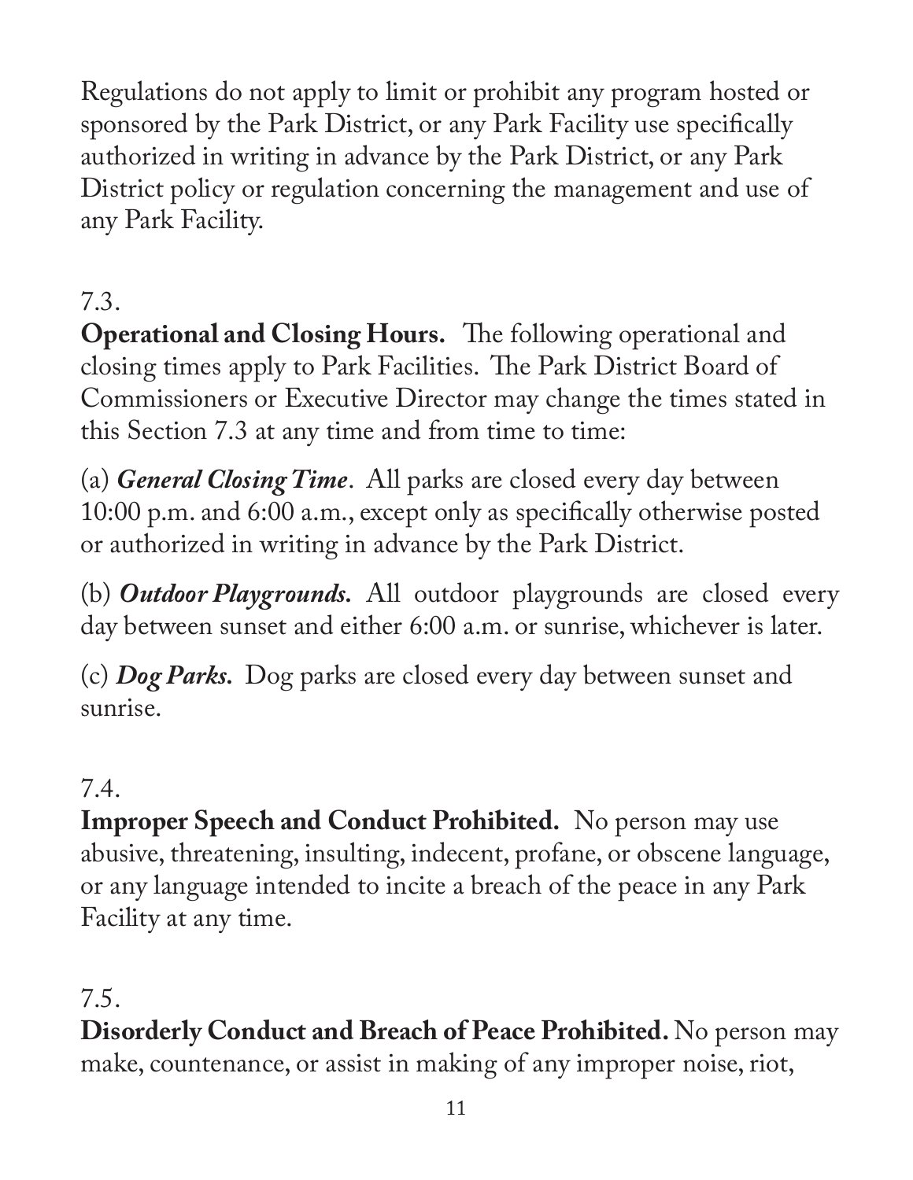Regulations do not apply to limit or prohibit any program hosted or sponsored by the Park District, or any Park Facility use specifically authorized in writing in advance by the Park District, or any Park District policy or regulation concerning the management and use of any Park Facility.

7.3.

**Operational and Closing Hours.** The following operational and closing times apply to Park Facilities. The Park District Board of Commissioners or Executive Director may change the times stated in this Section 7.3 at any time and from time to time:

(a) ***General Closing Time***. All parks are closed every day between 10:00 p.m. and 6:00 a.m., except only as specifically otherwise posted or authorized in writing in advance by the Park District.

(b) ***Outdoor Playgrounds.*** All outdoor playgrounds are closed every day between sunset and either 6:00 a.m. or sunrise, whichever is later.

(c) ***Dog Parks.*** Dog parks are closed every day between sunset and sunrise.

7.4.

**Improper Speech and Conduct Prohibited.** No person may use abusive, threatening, insulting, indecent, profane, or obscene language, or any language intended to incite a breach of the peace in any Park Facility at any time.

7.5.

**Disorderly Conduct and Breach of Peace Prohibited.** No person may make, countenance, or assist in making of any improper noise, riot,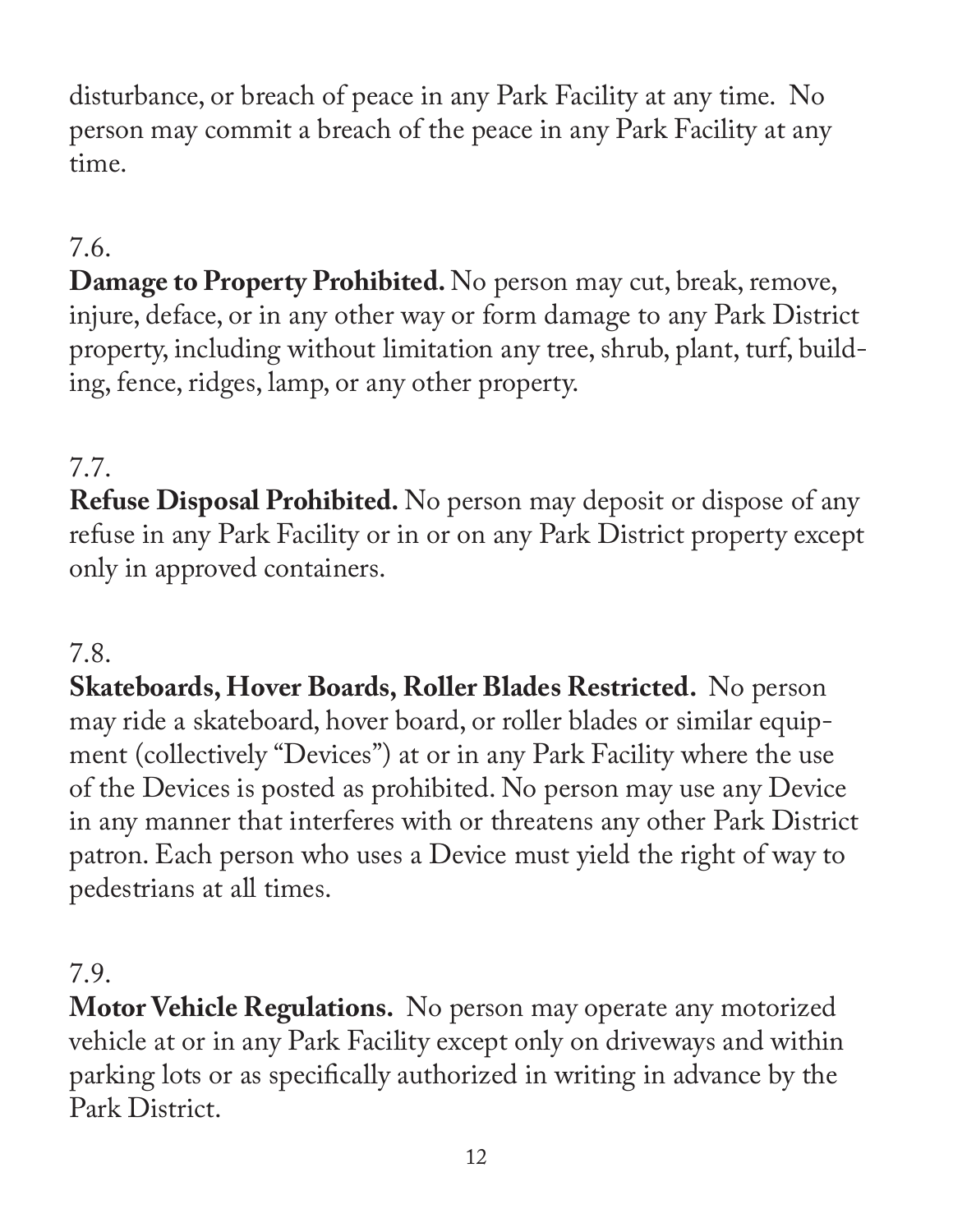disturbance, or breach of peace in any Park Facility at any time. No person may commit a breach of the peace in any Park Facility at any time.

7.6.
**Damage to Property Prohibited.** No person may cut, break, remove, injure, deface, or in any other way or form damage to any Park District property, including without limitation any tree, shrub, plant, turf, building, fence, ridges, lamp, or any other property.

7.7.
**Refuse Disposal Prohibited.** No person may deposit or dispose of any refuse in any Park Facility or in or on any Park District property except only in approved containers.

7.8.
**Skateboards, Hover Boards, Roller Blades Restricted.** No person may ride a skateboard, hover board, or roller blades or similar equipment (collectively "Devices") at or in any Park Facility where the use of the Devices is posted as prohibited. No person may use any Device in any manner that interferes with or threatens any other Park District patron. Each person who uses a Device must yield the right of way to pedestrians at all times.

7.9.
**Motor Vehicle Regulations.** No person may operate any motorized vehicle at or in any Park Facility except only on driveways and within parking lots or as specifically authorized in writing in advance by the Park District.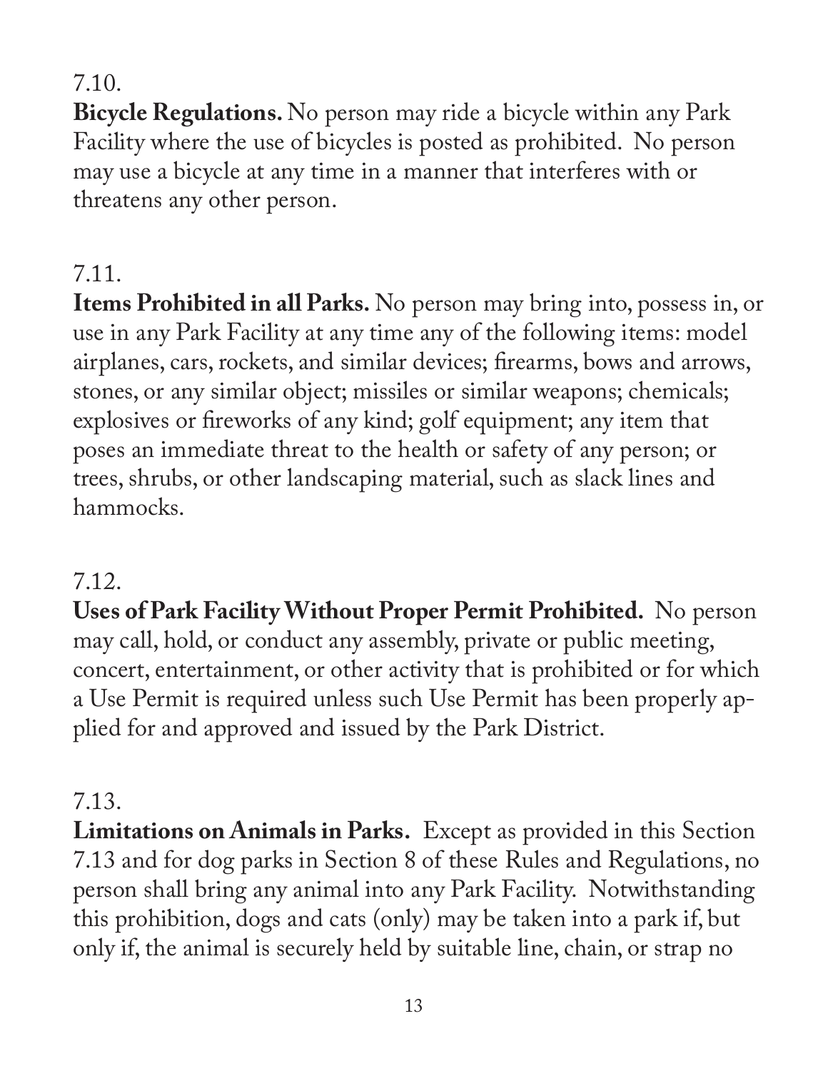7.10.

**Bicycle Regulations.** No person may ride a bicycle within any Park Facility where the use of bicycles is posted as prohibited. No person may use a bicycle at any time in a manner that interferes with or threatens any other person.

7.11.

**Items Prohibited in all Parks.** No person may bring into, possess in, or use in any Park Facility at any time any of the following items: model airplanes, cars, rockets, and similar devices; firearms, bows and arrows, stones, or any similar object; missiles or similar weapons; chemicals; explosives or fireworks of any kind; golf equipment; any item that poses an immediate threat to the health or safety of any person; or trees, shrubs, or other landscaping material, such as slack lines and hammocks.

7.12.

**Uses of Park Facility Without Proper Permit Prohibited.** No person may call, hold, or conduct any assembly, private or public meeting, concert, entertainment, or other activity that is prohibited or for which a Use Permit is required unless such Use Permit has been properly applied for and approved and issued by the Park District.

7.13.

**Limitations on Animals in Parks.** Except as provided in this Section 7.13 and for dog parks in Section 8 of these Rules and Regulations, no person shall bring any animal into any Park Facility. Notwithstanding this prohibition, dogs and cats (only) may be taken into a park if, but only if, the animal is securely held by suitable line, chain, or strap no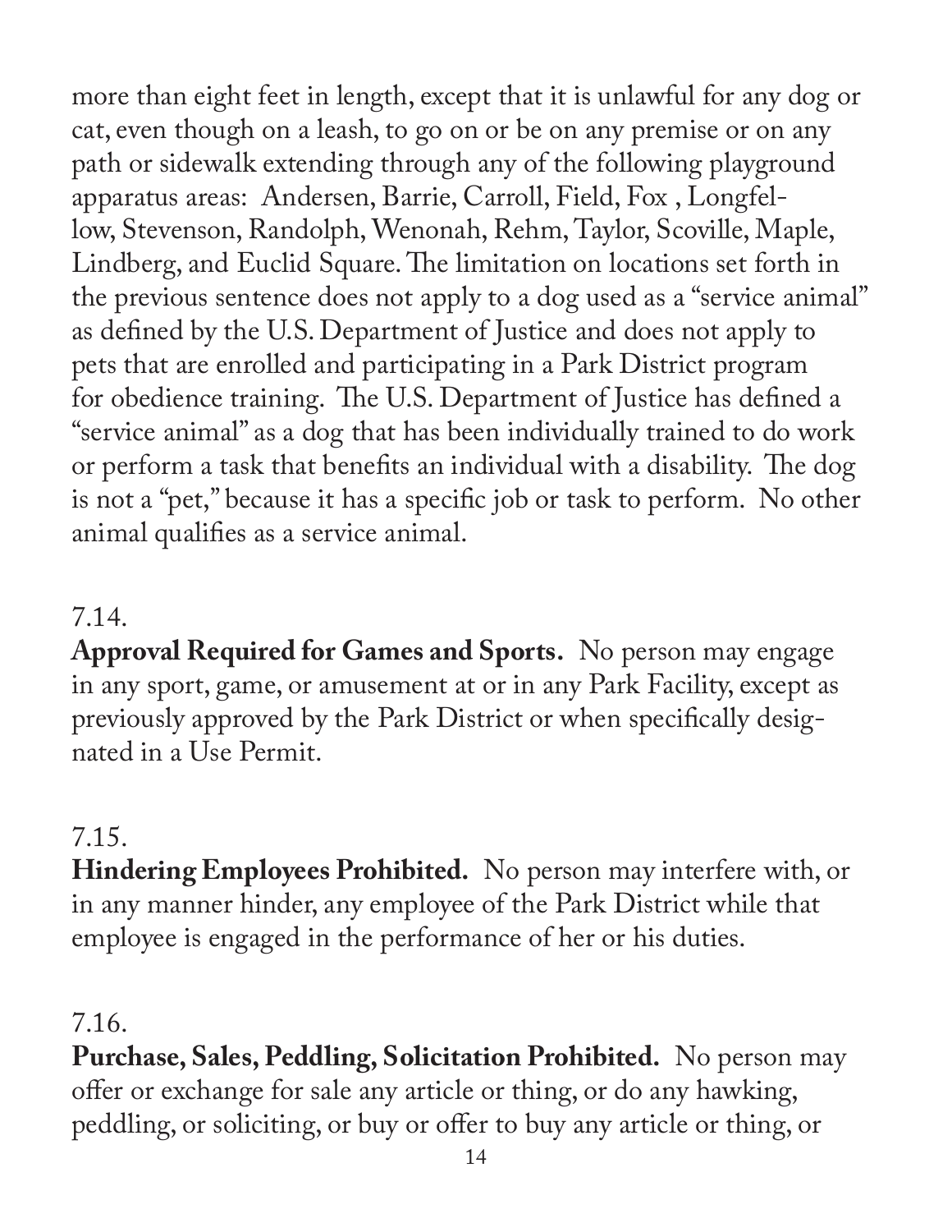more than eight feet in length, except that it is unlawful for any dog or cat, even though on a leash, to go on or be on any premise or on any path or sidewalk extending through any of the following playground apparatus areas: Andersen, Barrie, Carroll, Field, Fox , Longfellow, Stevenson, Randolph, Wenonah, Rehm, Taylor, Scoville, Maple, Lindberg, and Euclid Square. The limitation on locations set forth in the previous sentence does not apply to a dog used as a "service animal" as defined by the U.S. Department of Justice and does not apply to pets that are enrolled and participating in a Park District program for obedience training. The U.S. Department of Justice has defined a "service animal" as a dog that has been individually trained to do work or perform a task that benefits an individual with a disability. The dog is not a "pet," because it has a specific job or task to perform. No other animal qualifies as a service animal.

7.14.
**Approval Required for Games and Sports.** No person may engage in any sport, game, or amusement at or in any Park Facility, except as previously approved by the Park District or when specifically designated in a Use Permit.

7.15.
**Hindering Employees Prohibited.** No person may interfere with, or in any manner hinder, any employee of the Park District while that employee is engaged in the performance of her or his duties.

7.16.
**Purchase, Sales, Peddling, Solicitation Prohibited.** No person may offer or exchange for sale any article or thing, or do any hawking, peddling, or soliciting, or buy or offer to buy any article or thing, or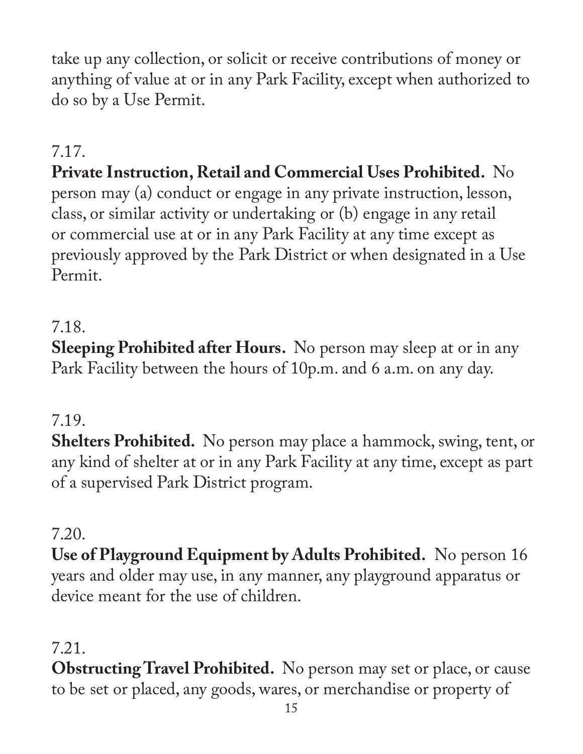take up any collection, or solicit or receive contributions of money or anything of value at or in any Park Facility, except when authorized to do so by a Use Permit.

7.17.

**Private Instruction, Retail and Commercial Uses Prohibited.** No person may (a) conduct or engage in any private instruction, lesson, class, or similar activity or undertaking or (b) engage in any retail or commercial use at or in any Park Facility at any time except as previously approved by the Park District or when designated in a Use Permit.

7.18.

**Sleeping Prohibited after Hours.** No person may sleep at or in any Park Facility between the hours of 10p.m. and 6 a.m. on any day.

7.19.

**Shelters Prohibited.** No person may place a hammock, swing, tent, or any kind of shelter at or in any Park Facility at any time, except as part of a supervised Park District program.

7.20.

**Use of Playground Equipment by Adults Prohibited.** No person 16 years and older may use, in any manner, any playground apparatus or device meant for the use of children.

7.21.

**Obstructing Travel Prohibited.** No person may set or place, or cause to be set or placed, any goods, wares, or merchandise or property of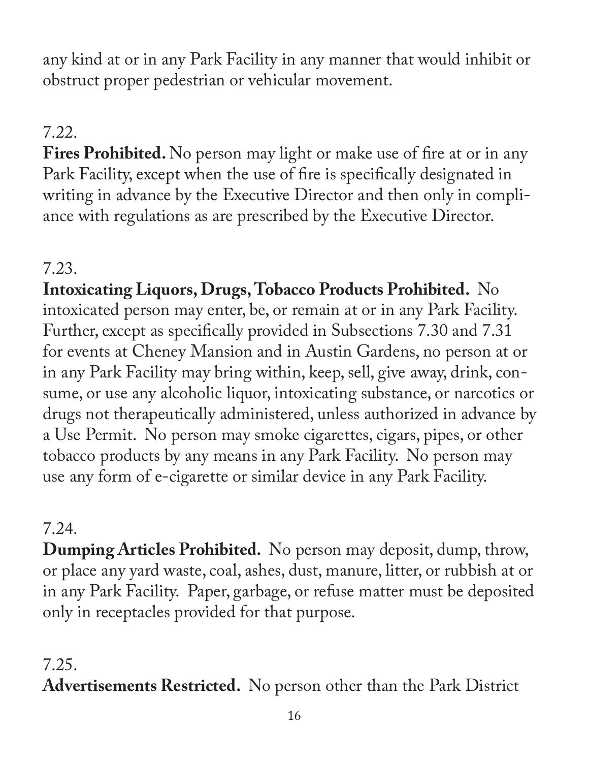any kind at or in any Park Facility in any manner that would inhibit or obstruct proper pedestrian or vehicular movement.

7.22.

**Fires Prohibited.** No person may light or make use of fire at or in any Park Facility, except when the use of fire is specifically designated in writing in advance by the Executive Director and then only in compliance with regulations as are prescribed by the Executive Director.

7.23.

**Intoxicating Liquors, Drugs, Tobacco Products Prohibited.** No intoxicated person may enter, be, or remain at or in any Park Facility. Further, except as specifically provided in Subsections 7.30 and 7.31 for events at Cheney Mansion and in Austin Gardens, no person at or in any Park Facility may bring within, keep, sell, give away, drink, consume, or use any alcoholic liquor, intoxicating substance, or narcotics or drugs not therapeutically administered, unless authorized in advance by a Use Permit. No person may smoke cigarettes, cigars, pipes, or other tobacco products by any means in any Park Facility. No person may use any form of e-cigarette or similar device in any Park Facility.

7.24.

**Dumping Articles Prohibited.** No person may deposit, dump, throw, or place any yard waste, coal, ashes, dust, manure, litter, or rubbish at or in any Park Facility. Paper, garbage, or refuse matter must be deposited only in receptacles provided for that purpose.

7.25.

**Advertisements Restricted.** No person other than the Park District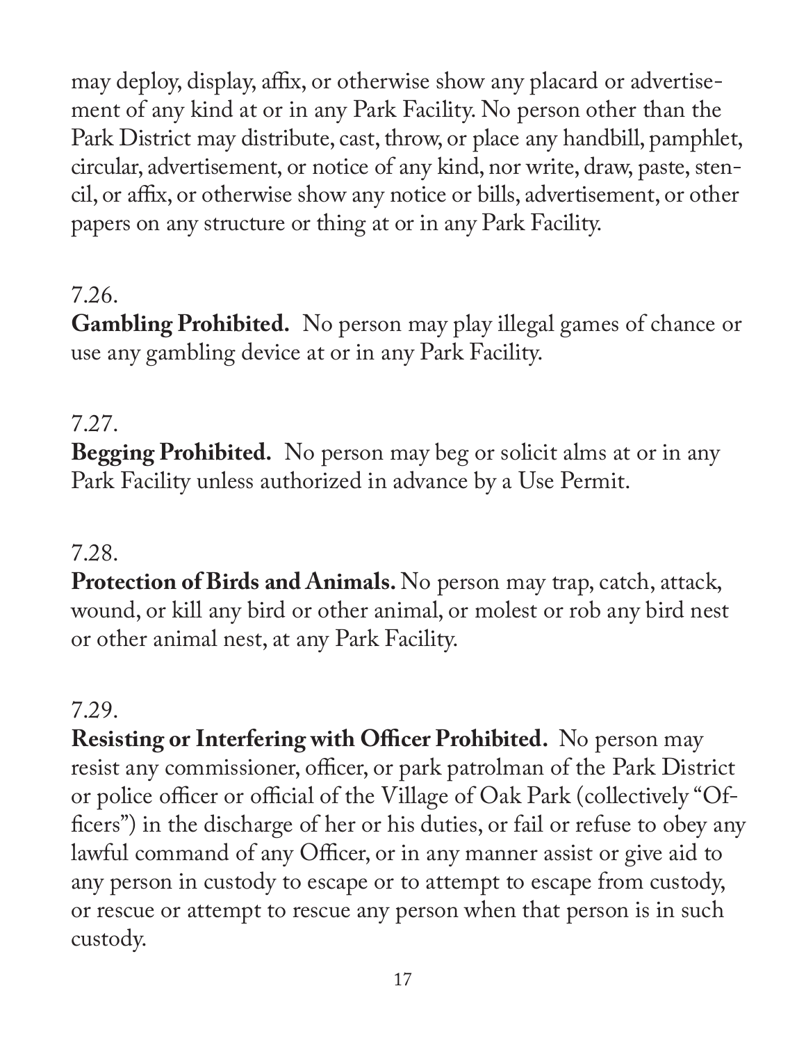may deploy, display, affix, or otherwise show any placard or advertisement of any kind at or in any Park Facility. No person other than the Park District may distribute, cast, throw, or place any handbill, pamphlet, circular, advertisement, or notice of any kind, nor write, draw, paste, stencil, or affix, or otherwise show any notice or bills, advertisement, or other papers on any structure or thing at or in any Park Facility.

7.26.

**Gambling Prohibited.** No person may play illegal games of chance or use any gambling device at or in any Park Facility.

7.27.

**Begging Prohibited.** No person may beg or solicit alms at or in any Park Facility unless authorized in advance by a Use Permit.

7.28.

**Protection of Birds and Animals.** No person may trap, catch, attack, wound, or kill any bird or other animal, or molest or rob any bird nest or other animal nest, at any Park Facility.

7.29.

**Resisting or Interfering with Officer Prohibited.** No person may resist any commissioner, officer, or park patrolman of the Park District or police officer or official of the Village of Oak Park (collectively "Officers") in the discharge of her or his duties, or fail or refuse to obey any lawful command of any Officer, or in any manner assist or give aid to any person in custody to escape or to attempt to escape from custody, or rescue or attempt to rescue any person when that person is in such custody.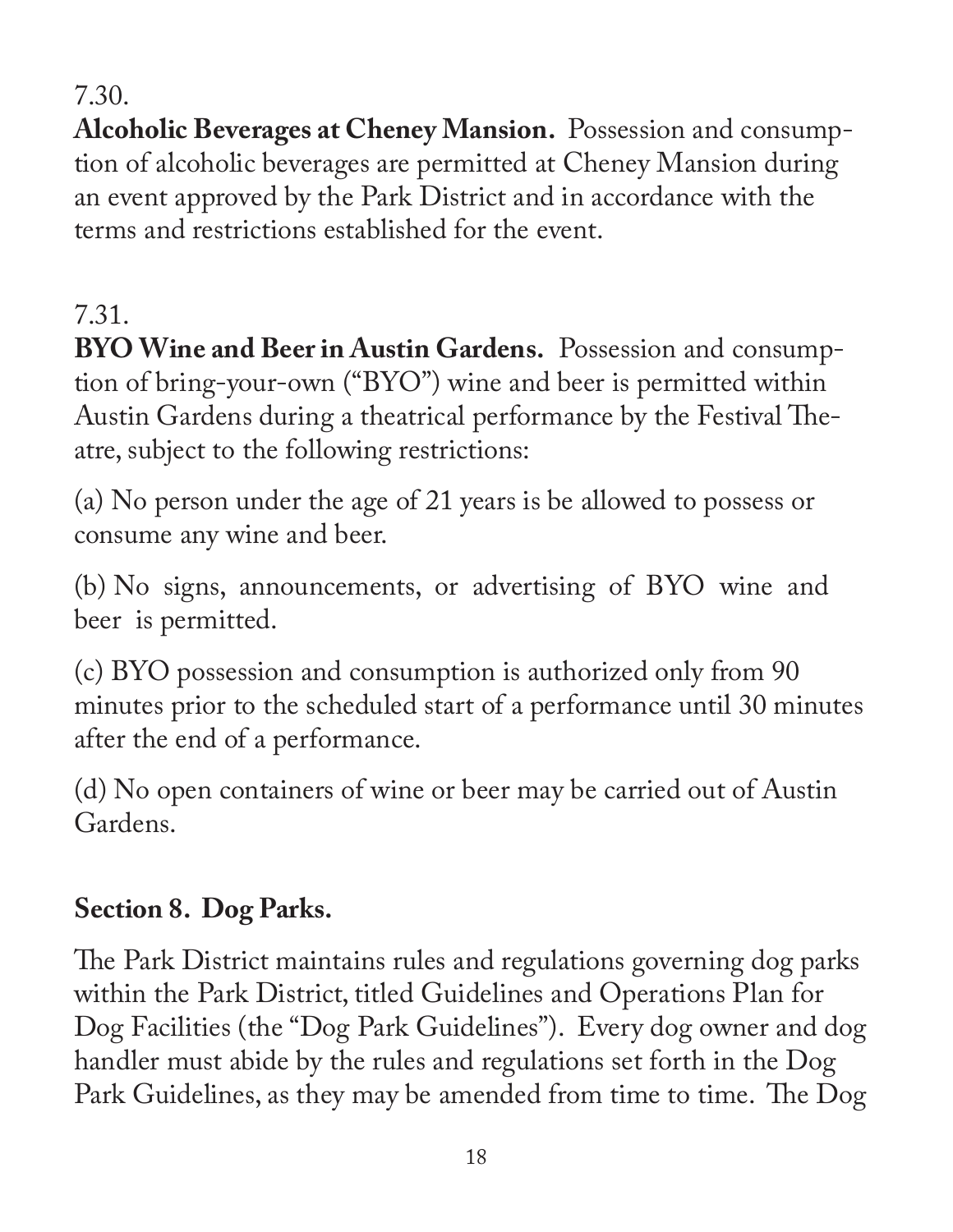7.30.

**Alcoholic Beverages at Cheney Mansion.** Possession and consumption of alcoholic beverages are permitted at Cheney Mansion during an event approved by the Park District and in accordance with the terms and restrictions established for the event.

7.31.

**BYO Wine and Beer in Austin Gardens.** Possession and consumption of bring-your-own ("BYO") wine and beer is permitted within Austin Gardens during a theatrical performance by the Festival Theatre, subject to the following restrictions:

(a) No person under the age of 21 years is be allowed to possess or consume any wine and beer.

(b) No signs, announcements, or advertising of BYO wine and beer is permitted.

(c) BYO possession and consumption is authorized only from 90 minutes prior to the scheduled start of a performance until 30 minutes after the end of a performance.

(d) No open containers of wine or beer may be carried out of Austin Gardens.

## Section 8. Dog Parks.

The Park District maintains rules and regulations governing dog parks within the Park District, titled Guidelines and Operations Plan for Dog Facilities (the "Dog Park Guidelines"). Every dog owner and dog handler must abide by the rules and regulations set forth in the Dog Park Guidelines, as they may be amended from time to time. The Dog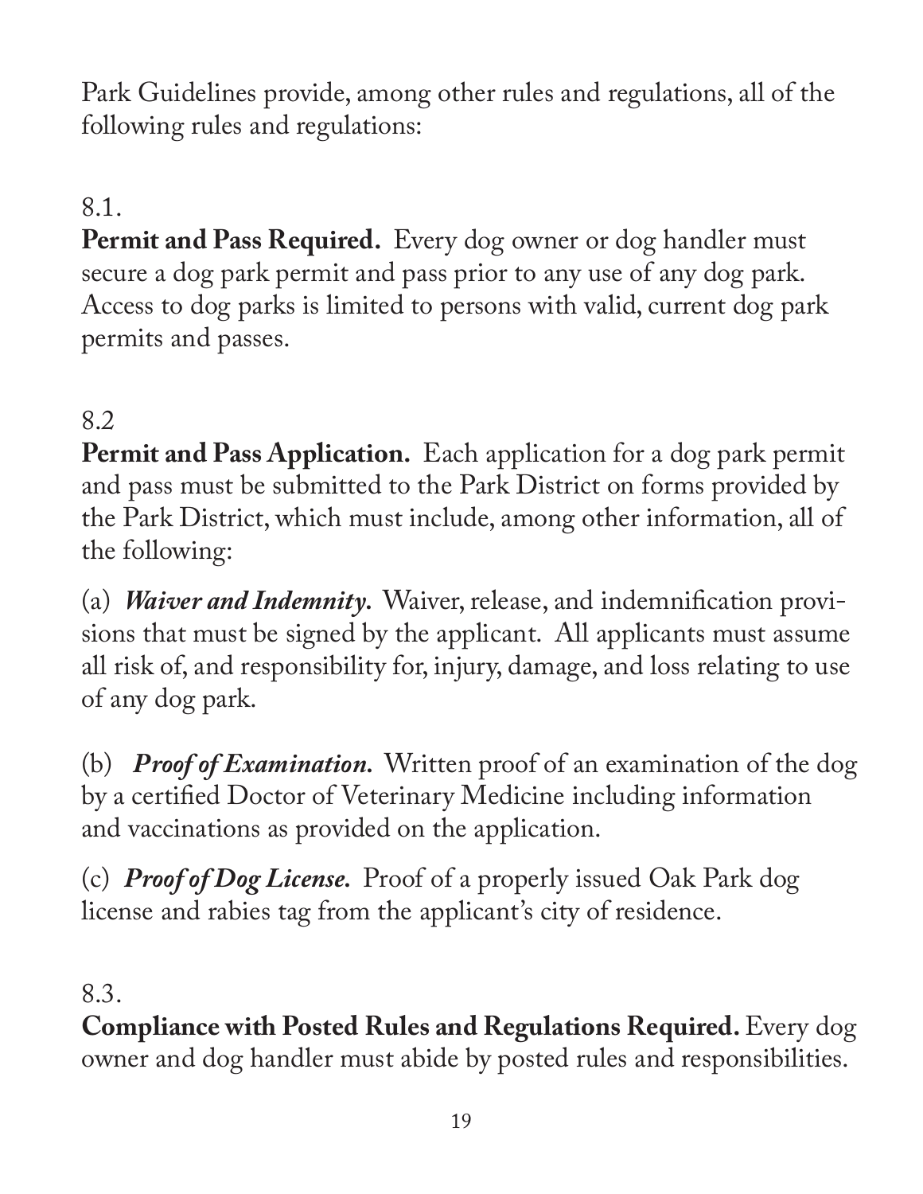Park Guidelines provide, among other rules and regulations, all of the following rules and regulations:

8.1.
**Permit and Pass Required.** Every dog owner or dog handler must secure a dog park permit and pass prior to any use of any dog park. Access to dog parks is limited to persons with valid, current dog park permits and passes.

8.2
**Permit and Pass Application.** Each application for a dog park permit and pass must be submitted to the Park District on forms provided by the Park District, which must include, among other information, all of the following:

(a) ***Waiver and Indemnity.*** Waiver, release, and indemnification provisions that must be signed by the applicant. All applicants must assume all risk of, and responsibility for, injury, damage, and loss relating to use of any dog park.

(b) ***Proof of Examination.*** Written proof of an examination of the dog by a certified Doctor of Veterinary Medicine including information and vaccinations as provided on the application.

(c) ***Proof of Dog License.*** Proof of a properly issued Oak Park dog license and rabies tag from the applicant's city of residence.

8.3.
**Compliance with Posted Rules and Regulations Required.** Every dog owner and dog handler must abide by posted rules and responsibilities.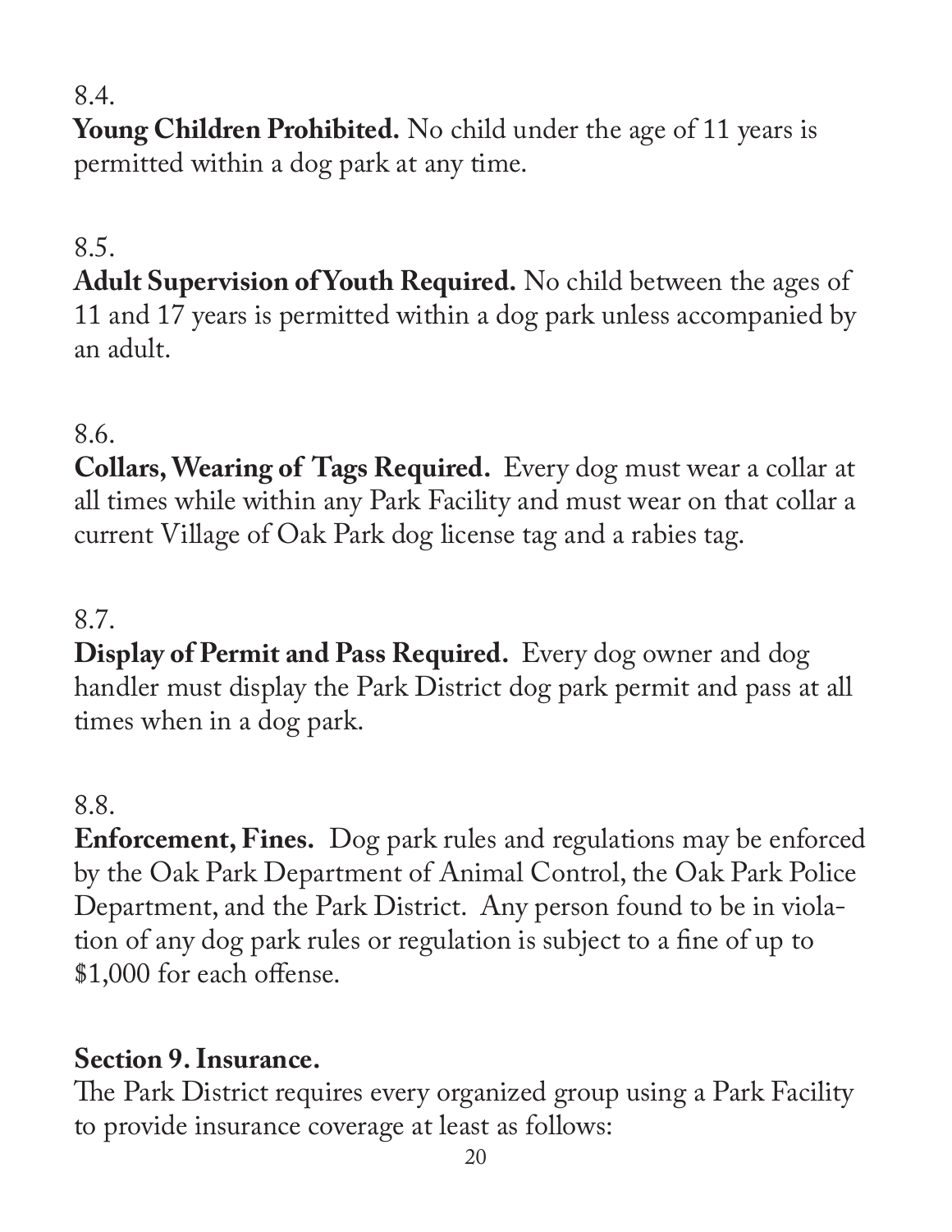8.4.

**Young Children Prohibited.** No child under the age of 11 years is permitted within a dog park at any time.

8.5.

**Adult Supervision of Youth Required.** No child between the ages of 11 and 17 years is permitted within a dog park unless accompanied by an adult.

8.6.

**Collars, Wearing of Tags Required.** Every dog must wear a collar at all times while within any Park Facility and must wear on that collar a current Village of Oak Park dog license tag and a rabies tag.

8.7.

**Display of Permit and Pass Required.** Every dog owner and dog handler must display the Park District dog park permit and pass at all times when in a dog park.

8.8.

**Enforcement, Fines.** Dog park rules and regulations may be enforced by the Oak Park Department of Animal Control, the Oak Park Police Department, and the Park District. Any person found to be in violation of any dog park rules or regulation is subject to a fine of up to $1,000 for each offense.

**Section 9. Insurance.**

The Park District requires every organized group using a Park Facility to provide insurance coverage at least as follows: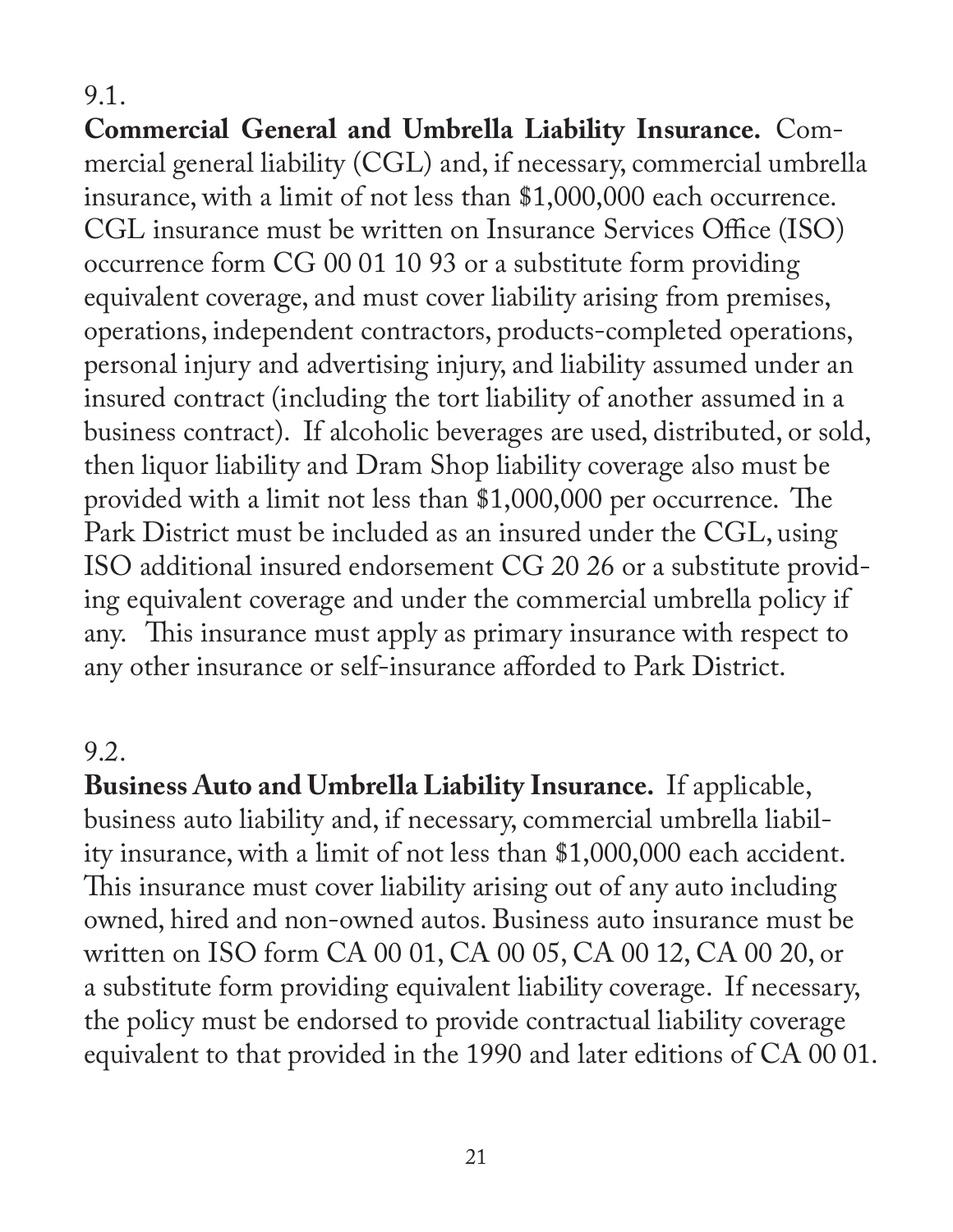9.1.

**Commercial General and Umbrella Liability Insurance.** Commercial general liability (CGL) and, if necessary, commercial umbrella insurance, with a limit of not less than $1,000,000 each occurrence. CGL insurance must be written on Insurance Services Office (ISO) occurrence form CG 00 01 10 93 or a substitute form providing equivalent coverage, and must cover liability arising from premises, operations, independent contractors, products-completed operations, personal injury and advertising injury, and liability assumed under an insured contract (including the tort liability of another assumed in a business contract). If alcoholic beverages are used, distributed, or sold, then liquor liability and Dram Shop liability coverage also must be provided with a limit not less than $1,000,000 per occurrence. The Park District must be included as an insured under the CGL, using ISO additional insured endorsement CG 20 26 or a substitute providing equivalent coverage and under the commercial umbrella policy if any. This insurance must apply as primary insurance with respect to any other insurance or self-insurance afforded to Park District.

9.2.

**Business Auto and Umbrella Liability Insurance.** If applicable, business auto liability and, if necessary, commercial umbrella liability insurance, with a limit of not less than $1,000,000 each accident. This insurance must cover liability arising out of any auto including owned, hired and non-owned autos. Business auto insurance must be written on ISO form CA 00 01, CA 00 05, CA 00 12, CA 00 20, or a substitute form providing equivalent liability coverage. If necessary, the policy must be endorsed to provide contractual liability coverage equivalent to that provided in the 1990 and later editions of CA 00 01.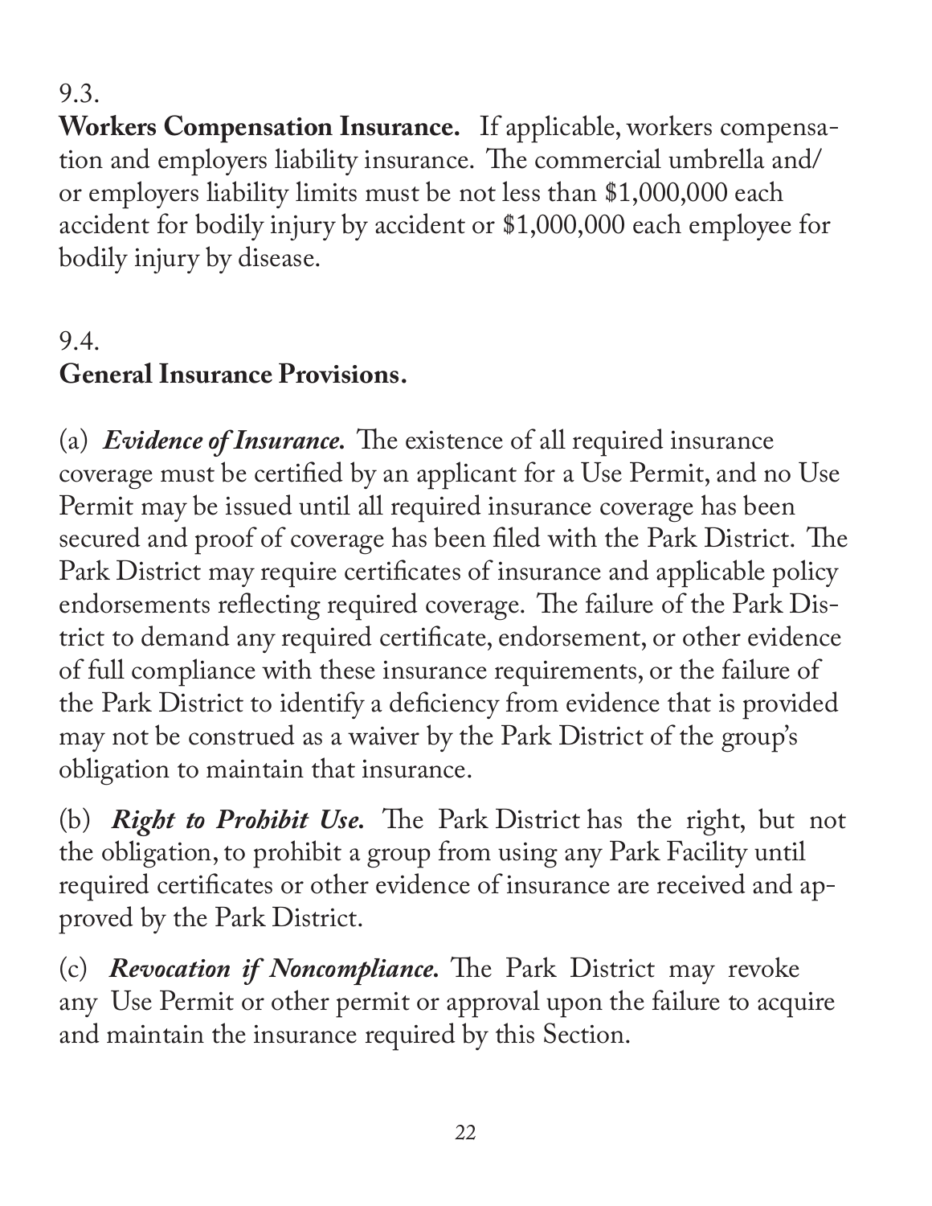9.3.

**Workers Compensation Insurance.** If applicable, workers compensation and employers liability insurance. The commercial umbrella and/ or employers liability limits must be not less than $1,000,000 each accident for bodily injury by accident or $1,000,000 each employee for bodily injury by disease.

9.4.

**General Insurance Provisions.**

(a) ***Evidence of Insurance.*** The existence of all required insurance coverage must be certified by an applicant for a Use Permit, and no Use Permit may be issued until all required insurance coverage has been secured and proof of coverage has been filed with the Park District. The Park District may require certificates of insurance and applicable policy endorsements reflecting required coverage. The failure of the Park District to demand any required certificate, endorsement, or other evidence of full compliance with these insurance requirements, or the failure of the Park District to identify a deficiency from evidence that is provided may not be construed as a waiver by the Park District of the group's obligation to maintain that insurance.

(b) ***Right to Prohibit Use.*** The Park District has the right, but not the obligation, to prohibit a group from using any Park Facility until required certificates or other evidence of insurance are received and approved by the Park District.

(c) ***Revocation if Noncompliance.*** The Park District may revoke any Use Permit or other permit or approval upon the failure to acquire and maintain the insurance required by this Section.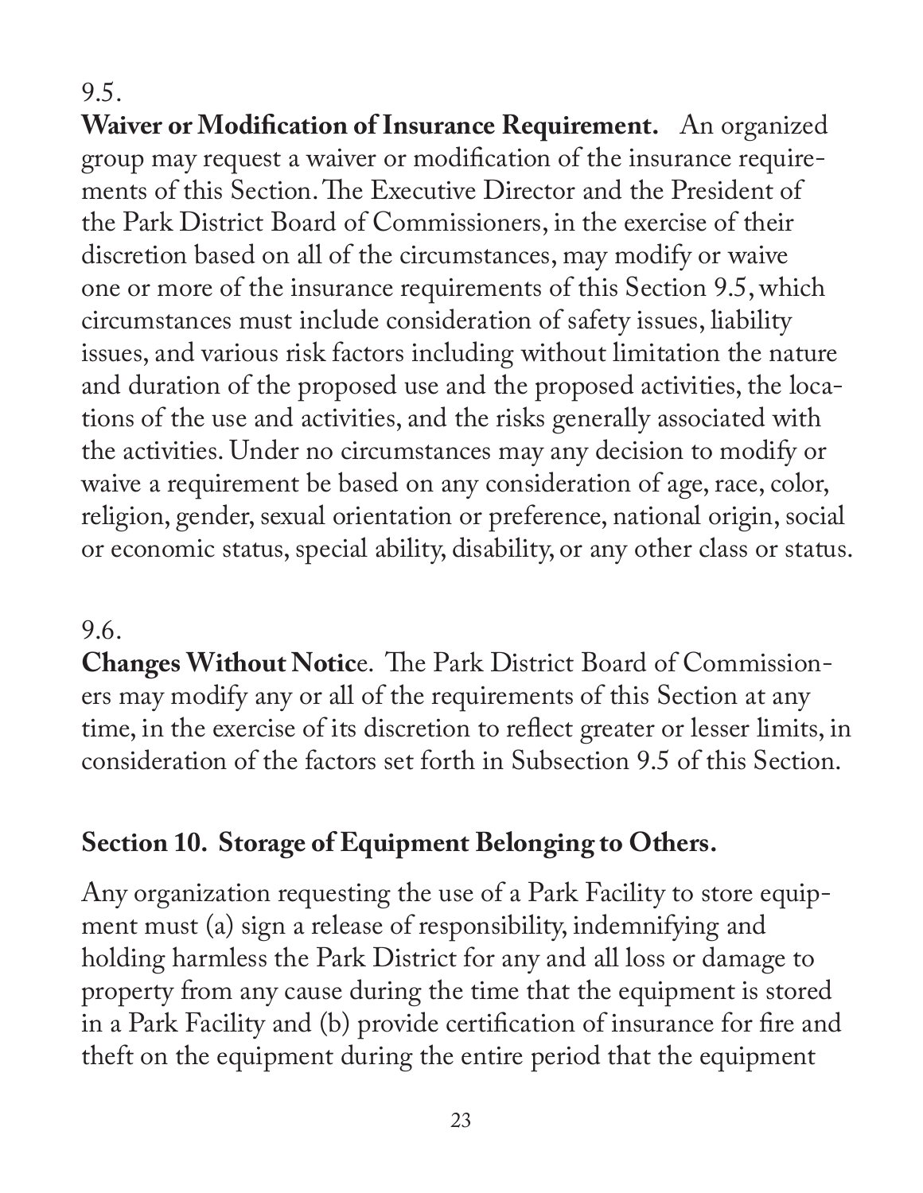9.5.

**Waiver or Modification of Insurance Requirement.** An organized group may request a waiver or modification of the insurance requirements of this Section. The Executive Director and the President of the Park District Board of Commissioners, in the exercise of their discretion based on all of the circumstances, may modify or waive one or more of the insurance requirements of this Section 9.5, which circumstances must include consideration of safety issues, liability issues, and various risk factors including without limitation the nature and duration of the proposed use and the proposed activities, the locations of the use and activities, and the risks generally associated with the activities. Under no circumstances may any decision to modify or waive a requirement be based on any consideration of age, race, color, religion, gender, sexual orientation or preference, national origin, social or economic status, special ability, disability, or any other class or status.

9.6.

**Changes Without Notic**e. The Park District Board of Commissioners may modify any or all of the requirements of this Section at any time, in the exercise of its discretion to reflect greater or lesser limits, in consideration of the factors set forth in Subsection 9.5 of this Section.

## Section 10. Storage of Equipment Belonging to Others.

Any organization requesting the use of a Park Facility to store equipment must (a) sign a release of responsibility, indemnifying and holding harmless the Park District for any and all loss or damage to property from any cause during the time that the equipment is stored in a Park Facility and (b) provide certification of insurance for fire and theft on the equipment during the entire period that the equipment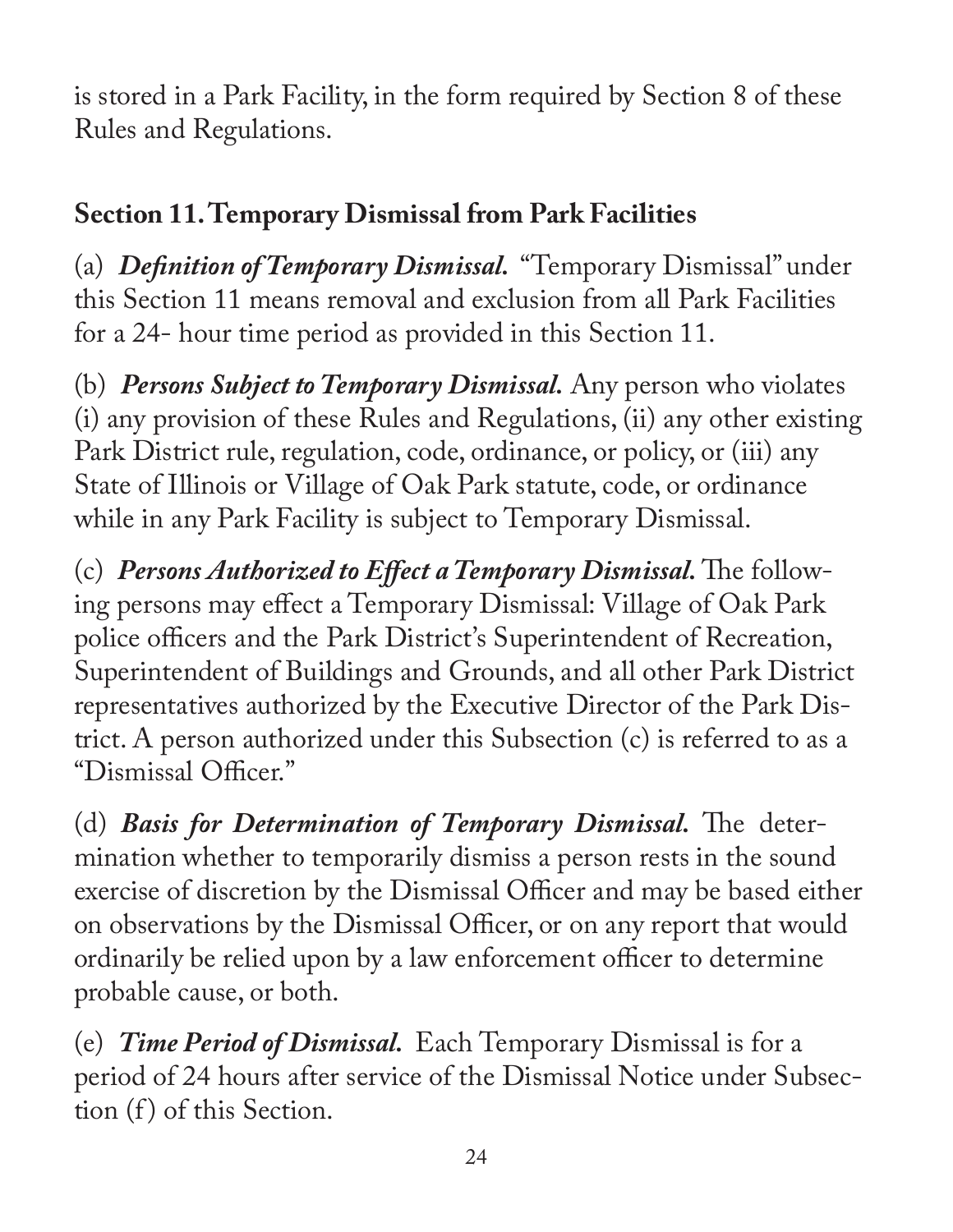is stored in a Park Facility, in the form required by Section 8 of these Rules and Regulations.

## Section 11. Temporary Dismissal from Park Facilities

(a) ***Definition of Temporary Dismissal.*** "Temporary Dismissal" under this Section 11 means removal and exclusion from all Park Facilities for a 24- hour time period as provided in this Section 11.

(b) ***Persons Subject to Temporary Dismissal.*** Any person who violates (i) any provision of these Rules and Regulations, (ii) any other existing Park District rule, regulation, code, ordinance, or policy, or (iii) any State of Illinois or Village of Oak Park statute, code, or ordinance while in any Park Facility is subject to Temporary Dismissal.

(c) ***Persons Authorized to Effect a Temporary Dismissal.*** The following persons may effect a Temporary Dismissal: Village of Oak Park police officers and the Park District's Superintendent of Recreation, Superintendent of Buildings and Grounds, and all other Park District representatives authorized by the Executive Director of the Park District. A person authorized under this Subsection (c) is referred to as a "Dismissal Officer."

(d) ***Basis for Determination of Temporary Dismissal.*** The determination whether to temporarily dismiss a person rests in the sound exercise of discretion by the Dismissal Officer and may be based either on observations by the Dismissal Officer, or on any report that would ordinarily be relied upon by a law enforcement officer to determine probable cause, or both.

(e) ***Time Period of Dismissal.*** Each Temporary Dismissal is for a period of 24 hours after service of the Dismissal Notice under Subsection (f) of this Section.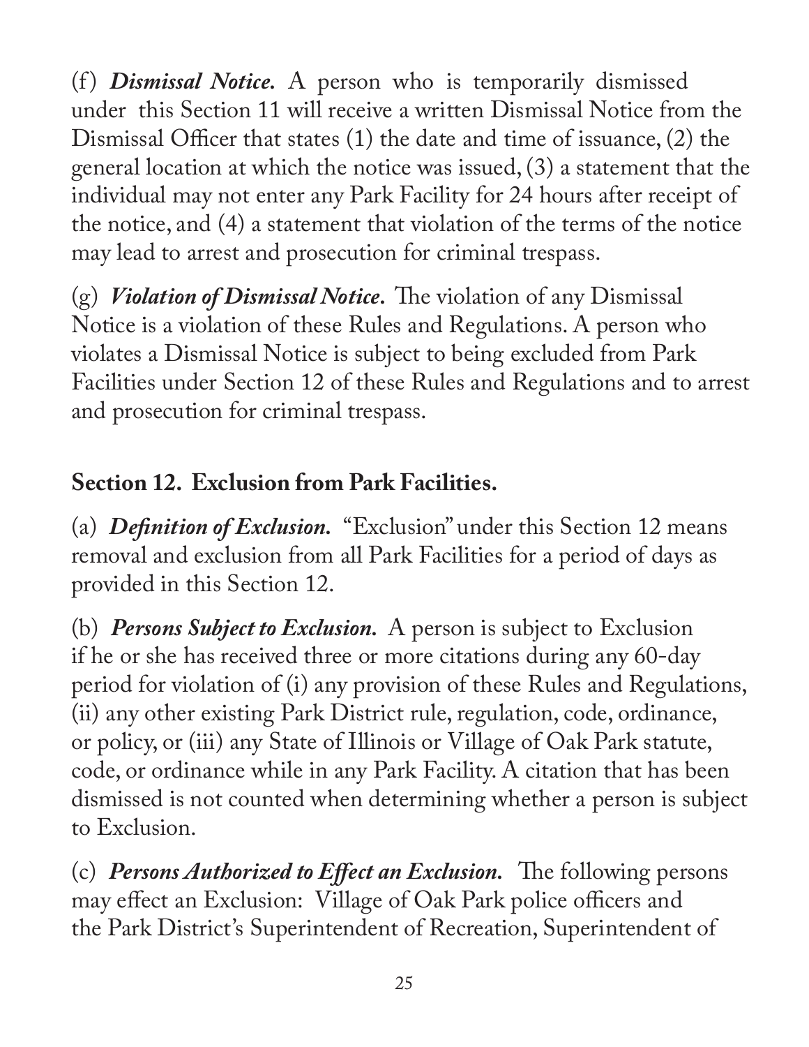(f) ***Dismissal Notice.*** A person who is temporarily dismissed under this Section 11 will receive a written Dismissal Notice from the Dismissal Officer that states (1) the date and time of issuance, (2) the general location at which the notice was issued, (3) a statement that the individual may not enter any Park Facility for 24 hours after receipt of the notice, and (4) a statement that violation of the terms of the notice may lead to arrest and prosecution for criminal trespass.

(g) ***Violation of Dismissal Notice.*** The violation of any Dismissal Notice is a violation of these Rules and Regulations. A person who violates a Dismissal Notice is subject to being excluded from Park Facilities under Section 12 of these Rules and Regulations and to arrest and prosecution for criminal trespass.

## Section 12. Exclusion from Park Facilities.

(a) ***Definition of Exclusion.*** "Exclusion" under this Section 12 means removal and exclusion from all Park Facilities for a period of days as provided in this Section 12.

(b) ***Persons Subject to Exclusion.*** A person is subject to Exclusion if he or she has received three or more citations during any 60-day period for violation of (i) any provision of these Rules and Regulations, (ii) any other existing Park District rule, regulation, code, ordinance, or policy, or (iii) any State of Illinois or Village of Oak Park statute, code, or ordinance while in any Park Facility. A citation that has been dismissed is not counted when determining whether a person is subject to Exclusion.

(c) ***Persons Authorized to Effect an Exclusion.*** The following persons may effect an Exclusion: Village of Oak Park police officers and the Park District's Superintendent of Recreation, Superintendent of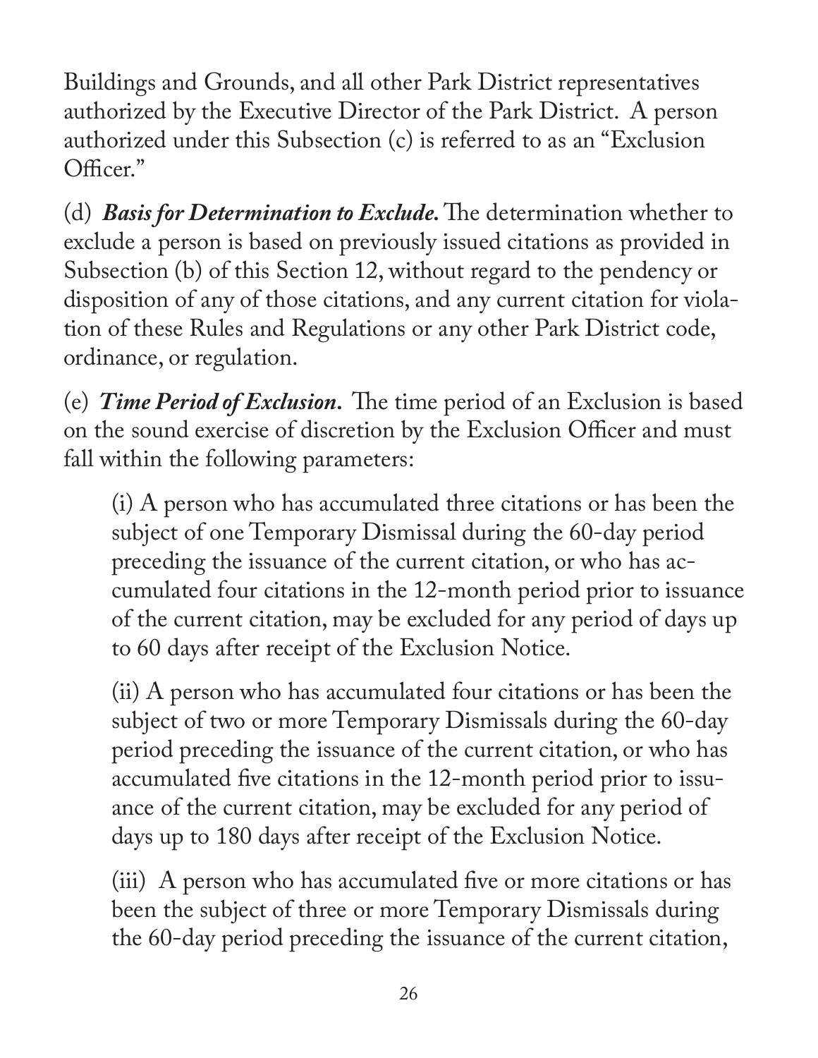Buildings and Grounds, and all other Park District representatives authorized by the Executive Director of the Park District. A person authorized under this Subsection (c) is referred to as an "Exclusion Officer."

(d) ***Basis for Determination to Exclude.*** The determination whether to exclude a person is based on previously issued citations as provided in Subsection (b) of this Section 12, without regard to the pendency or disposition of any of those citations, and any current citation for violation of these Rules and Regulations or any other Park District code, ordinance, or regulation.

(e) ***Time Period of Exclusion.*** The time period of an Exclusion is based on the sound exercise of discretion by the Exclusion Officer and must fall within the following parameters:

(i) A person who has accumulated three citations or has been the subject of one Temporary Dismissal during the 60-day period preceding the issuance of the current citation, or who has accumulated four citations in the 12-month period prior to issuance of the current citation, may be excluded for any period of days up to 60 days after receipt of the Exclusion Notice.

(ii) A person who has accumulated four citations or has been the subject of two or more Temporary Dismissals during the 60-day period preceding the issuance of the current citation, or who has accumulated five citations in the 12-month period prior to issuance of the current citation, may be excluded for any period of days up to 180 days after receipt of the Exclusion Notice.

(iii) A person who has accumulated five or more citations or has been the subject of three or more Temporary Dismissals during the 60-day period preceding the issuance of the current citation,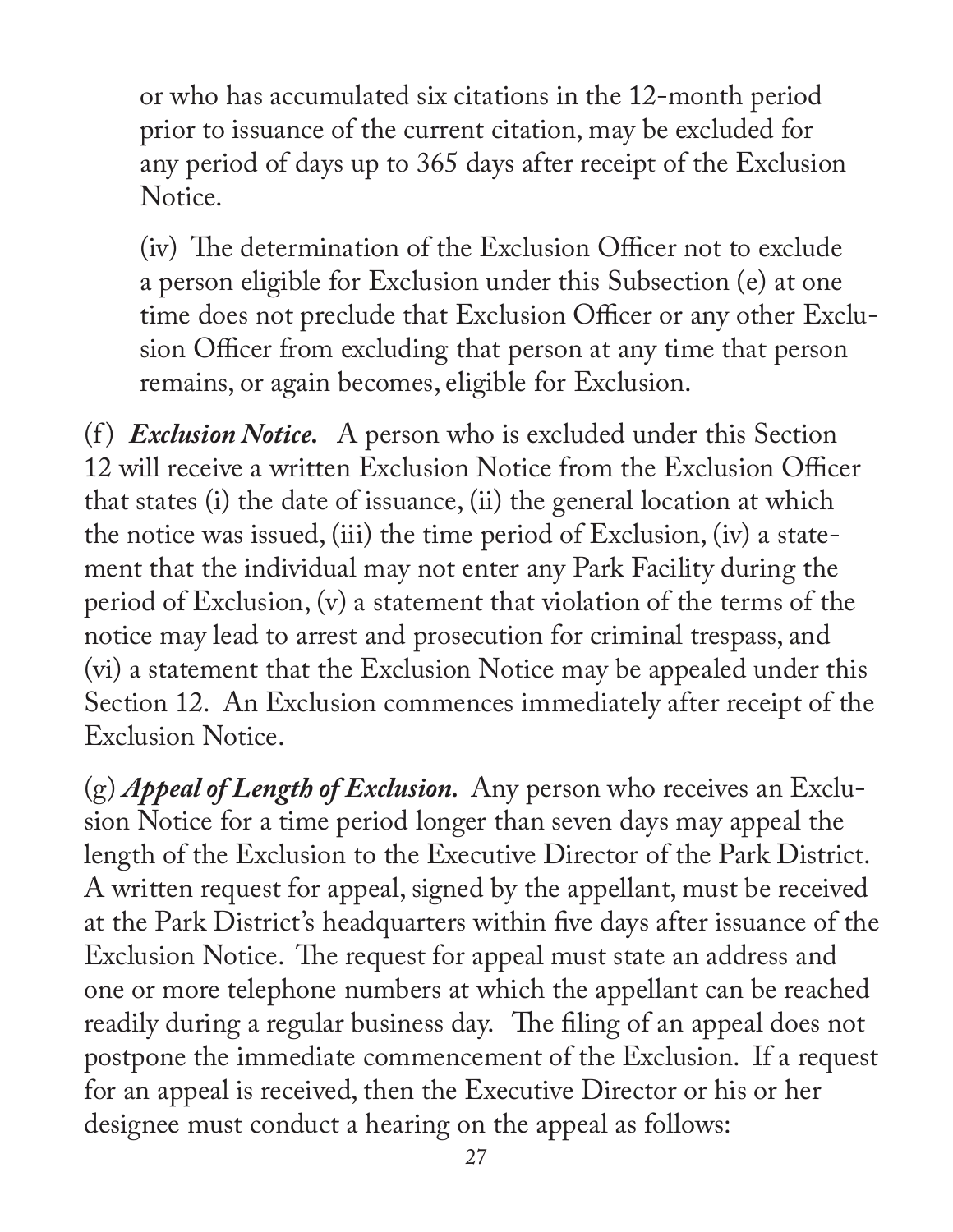or who has accumulated six citations in the 12-month period prior to issuance of the current citation, may be excluded for any period of days up to 365 days after receipt of the Exclusion Notice.

(iv) The determination of the Exclusion Officer not to exclude a person eligible for Exclusion under this Subsection (e) at one time does not preclude that Exclusion Officer or any other Exclusion Officer from excluding that person at any time that person remains, or again becomes, eligible for Exclusion.

(f) ***Exclusion Notice.*** A person who is excluded under this Section 12 will receive a written Exclusion Notice from the Exclusion Officer that states (i) the date of issuance, (ii) the general location at which the notice was issued, (iii) the time period of Exclusion, (iv) a statement that the individual may not enter any Park Facility during the period of Exclusion, (v) a statement that violation of the terms of the notice may lead to arrest and prosecution for criminal trespass, and (vi) a statement that the Exclusion Notice may be appealed under this Section 12. An Exclusion commences immediately after receipt of the Exclusion Notice.

(g) ***Appeal of Length of Exclusion.*** Any person who receives an Exclusion Notice for a time period longer than seven days may appeal the length of the Exclusion to the Executive Director of the Park District. A written request for appeal, signed by the appellant, must be received at the Park District's headquarters within five days after issuance of the Exclusion Notice. The request for appeal must state an address and one or more telephone numbers at which the appellant can be reached readily during a regular business day. The filing of an appeal does not postpone the immediate commencement of the Exclusion. If a request for an appeal is received, then the Executive Director or his or her designee must conduct a hearing on the appeal as follows: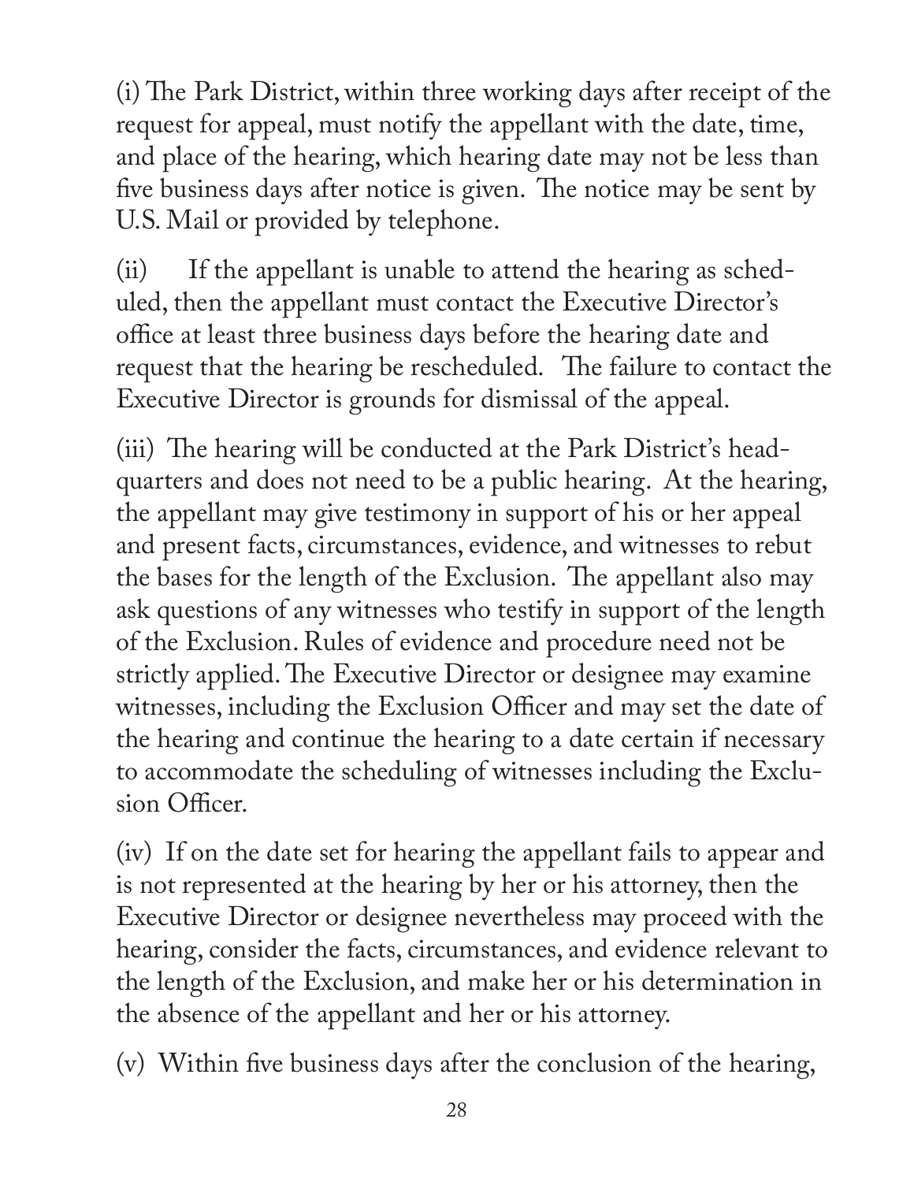(i) The Park District, within three working days after receipt of the request for appeal, must notify the appellant with the date, time, and place of the hearing, which hearing date may not be less than five business days after notice is given. The notice may be sent by U.S. Mail or provided by telephone.

(ii) If the appellant is unable to attend the hearing as scheduled, then the appellant must contact the Executive Director's office at least three business days before the hearing date and request that the hearing be rescheduled. The failure to contact the Executive Director is grounds for dismissal of the appeal.

(iii) The hearing will be conducted at the Park District's headquarters and does not need to be a public hearing. At the hearing, the appellant may give testimony in support of his or her appeal and present facts, circumstances, evidence, and witnesses to rebut the bases for the length of the Exclusion. The appellant also may ask questions of any witnesses who testify in support of the length of the Exclusion. Rules of evidence and procedure need not be strictly applied. The Executive Director or designee may examine witnesses, including the Exclusion Officer and may set the date of the hearing and continue the hearing to a date certain if necessary to accommodate the scheduling of witnesses including the Exclusion Officer.

(iv) If on the date set for hearing the appellant fails to appear and is not represented at the hearing by her or his attorney, then the Executive Director or designee nevertheless may proceed with the hearing, consider the facts, circumstances, and evidence relevant to the length of the Exclusion, and make her or his determination in the absence of the appellant and her or his attorney.

(v) Within five business days after the conclusion of the hearing,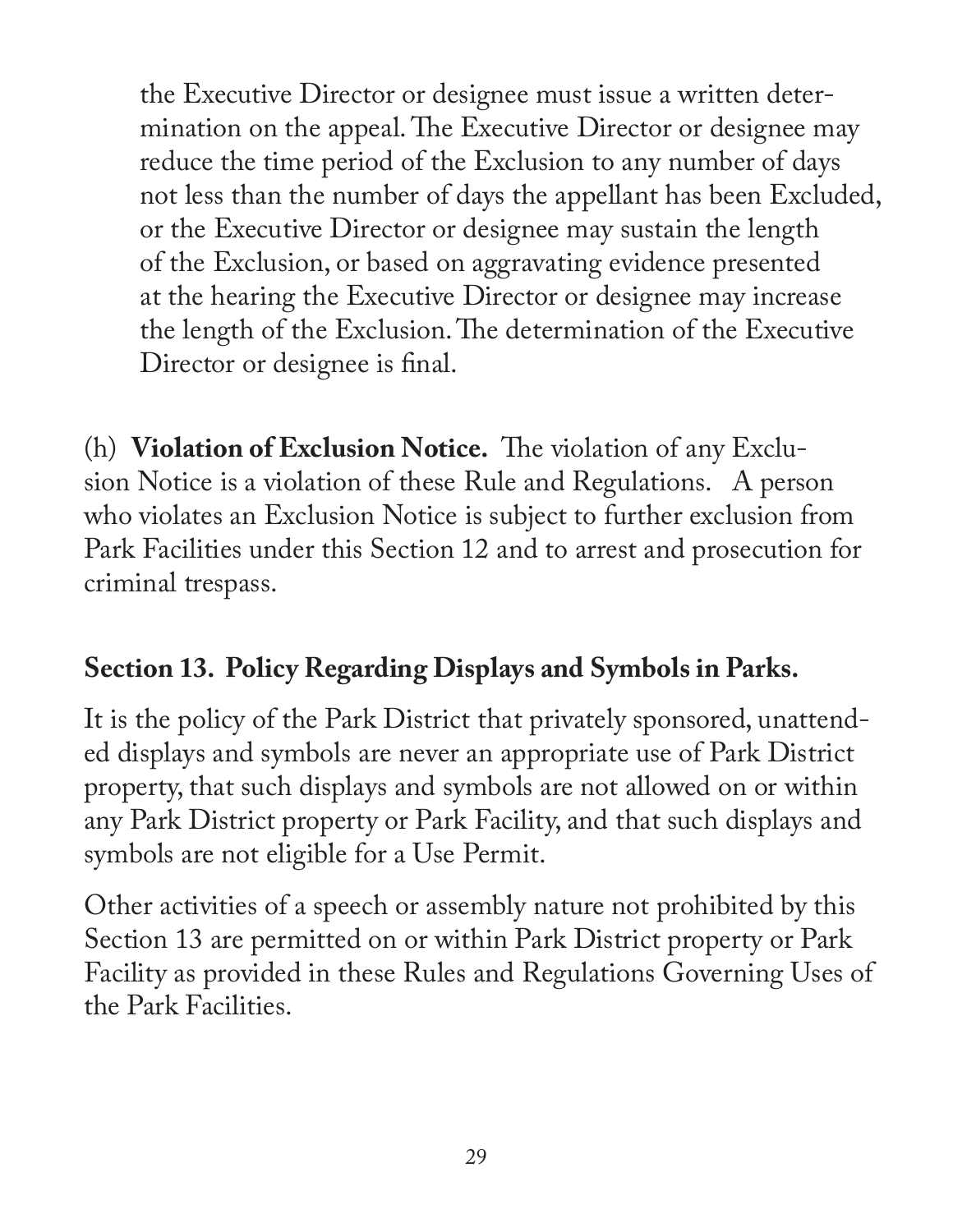the Executive Director or designee must issue a written determination on the appeal. The Executive Director or designee may reduce the time period of the Exclusion to any number of days not less than the number of days the appellant has been Excluded, or the Executive Director or designee may sustain the length of the Exclusion, or based on aggravating evidence presented at the hearing the Executive Director or designee may increase the length of the Exclusion. The determination of the Executive Director or designee is final.

(h) **Violation of Exclusion Notice.** The violation of any Exclusion Notice is a violation of these Rule and Regulations. A person who violates an Exclusion Notice is subject to further exclusion from Park Facilities under this Section 12 and to arrest and prosecution for criminal trespass.

## Section 13. Policy Regarding Displays and Symbols in Parks.

It is the policy of the Park District that privately sponsored, unattended displays and symbols are never an appropriate use of Park District property, that such displays and symbols are not allowed on or within any Park District property or Park Facility, and that such displays and symbols are not eligible for a Use Permit.

Other activities of a speech or assembly nature not prohibited by this Section 13 are permitted on or within Park District property or Park Facility as provided in these Rules and Regulations Governing Uses of the Park Facilities.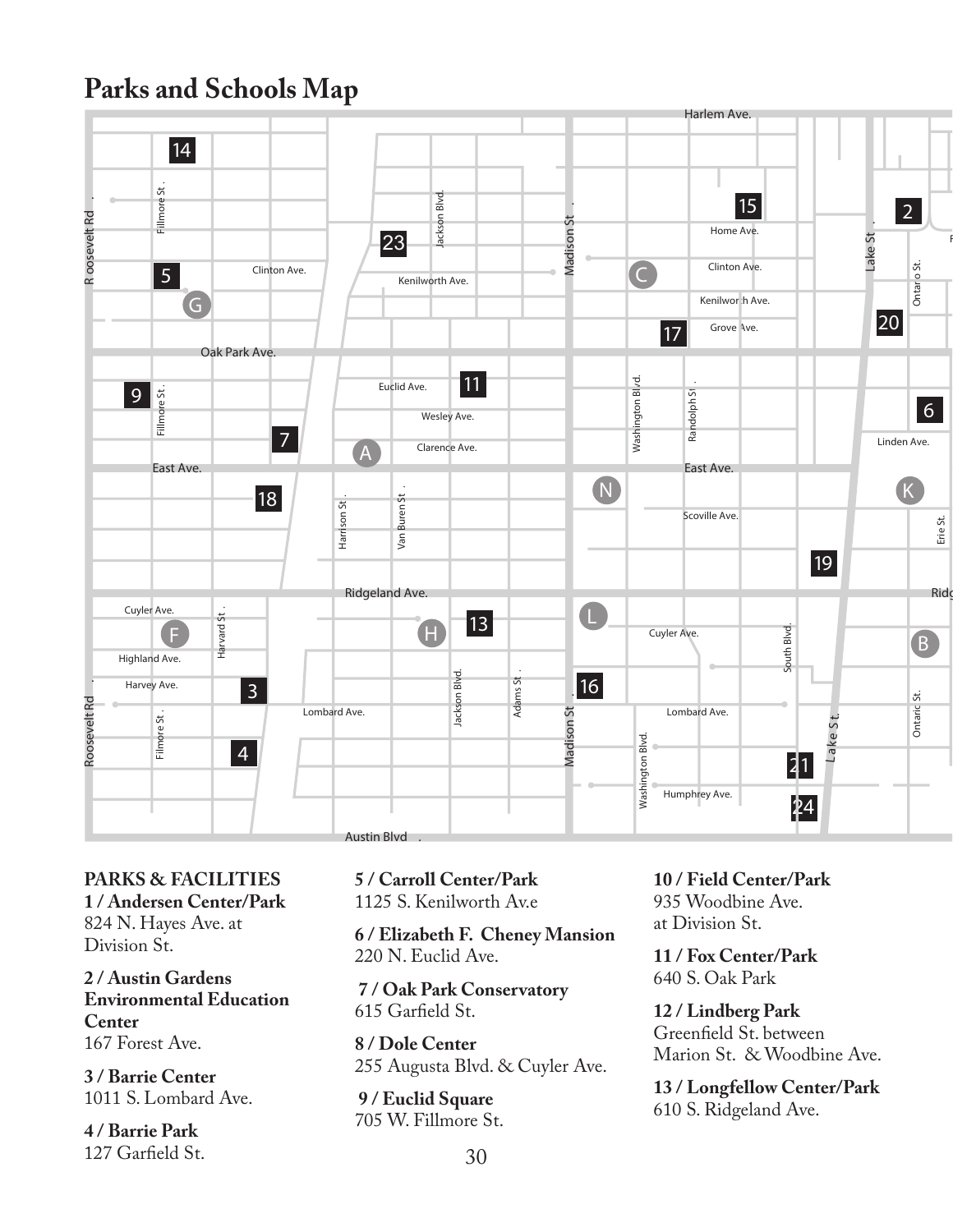# Parks and Schools Map

**PARKS & FACILITIES**

**1 / Andersen Center/Park**
824 N. Hayes Ave. at Division St.

**2 / Austin Gardens Environmental Education Center**
167 Forest Ave.

**3 / Barrie Center**
1011 S. Lombard Ave.

**4 / Barrie Park**
127 Garfield St.

**5 / Carroll Center/Park**
1125 S. Kenilworth Av.e

**6 / Elizabeth F. Cheney Mansion**
220 N. Euclid Ave.

**7 / Oak Park Conservatory**
615 Garfield St.

**8 / Dole Center**
255 Augusta Blvd. & Cuyler Ave.

**9 / Euclid Square**
705 W. Fillmore St.

**10 / Field Center/Park**
935 Woodbine Ave. at Division St.

**11 / Fox Center/Park**
640 S. Oak Park

**12 / Lindberg Park**
Greenfield St. between Marion St. & Woodbine Ave.

**13 / Longfellow Center/Park**
610 S. Ridgeland Ave.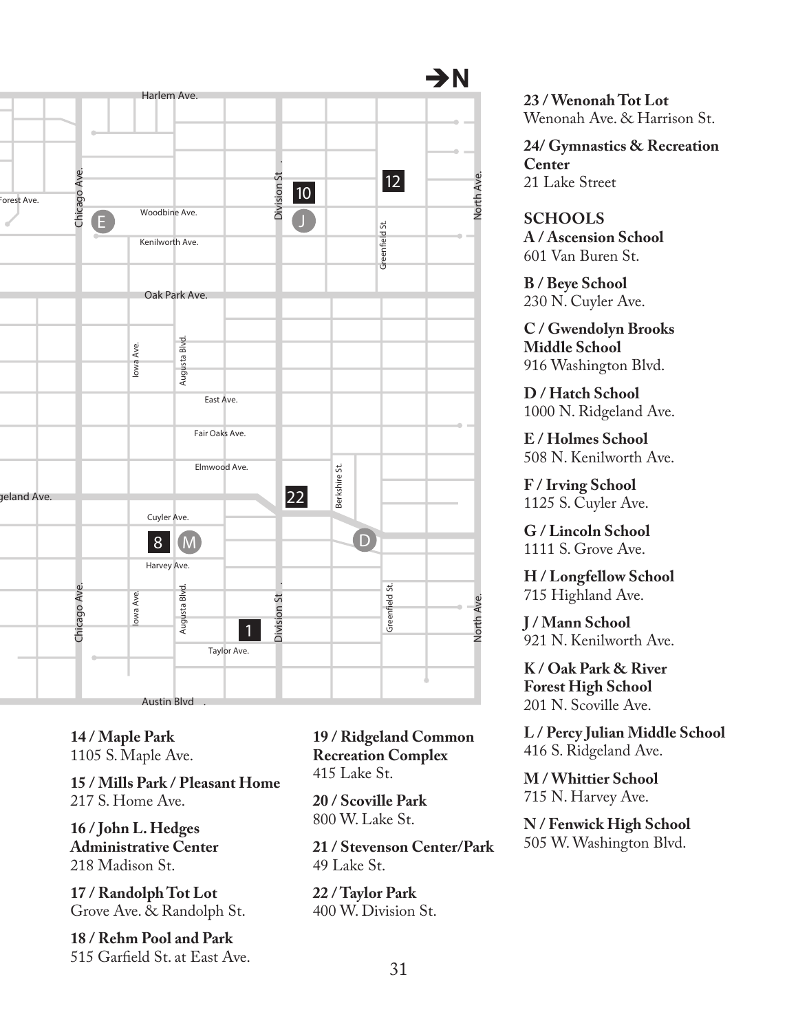**14 / Maple Park**
1105 S. Maple Ave.

**15 / Mills Park / Pleasant Home**
217 S. Home Ave.

**16 / John L. Hedges Administrative Center**
218 Madison St.

**17 / Randolph Tot Lot**
Grove Ave. & Randolph St.

**18 / Rehm Pool and Park**
515 Garfield St. at East Ave.

**19 / Ridgeland Common Recreation Complex**
415 Lake St.

**20 / Scoville Park**
800 W. Lake St.

**21 / Stevenson Center/Park**
49 Lake St.

**22 / Taylor Park**
400 W. Division St.

**23 / Wenonah Tot Lot**
Wenonah Ave. & Harrison St.

**24/ Gymnastics & Recreation Center**
21 Lake Street

## SCHOOLS

**A / Ascension School**
601 Van Buren St.

**B / Beye School**
230 N. Cuyler Ave.

**C / Gwendolyn Brooks Middle School**
916 Washington Blvd.

**D / Hatch School**
1000 N. Ridgeland Ave.

**E / Holmes School**
508 N. Kenilworth Ave.

**F / Irving School**
1125 S. Cuyler Ave.

**G / Lincoln School**
1111 S. Grove Ave.

**H / Longfellow School**
715 Highland Ave.

**J / Mann School**
921 N. Kenilworth Ave.

**K / Oak Park & River Forest High School**
201 N. Scoville Ave.

**L / Percy Julian Middle School**
416 S. Ridgeland Ave.

**M / Whittier School**
715 N. Harvey Ave.

**N / Fenwick High School**
505 W. Washington Blvd.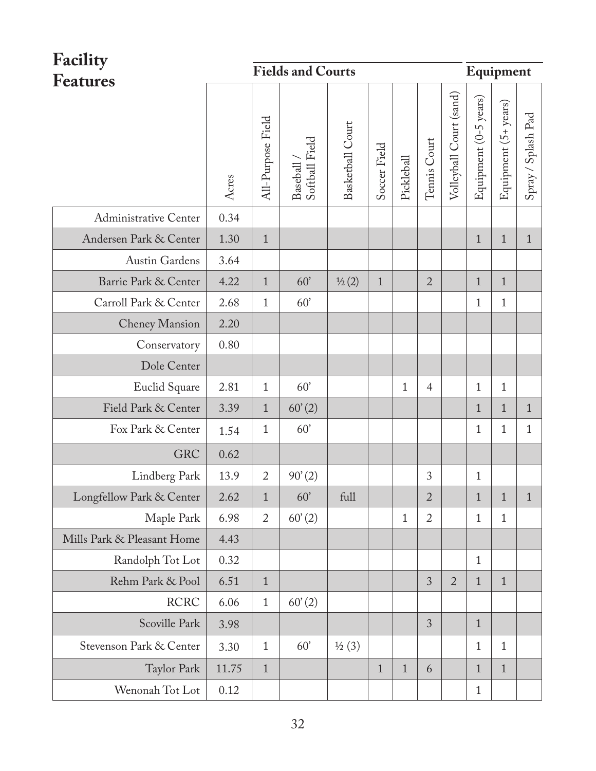# Facility Features

| | | Fields and Courts | | | | | | | | Equipment | | |
|---|---|---|---|---|---|---|---|---|---|---|---|---|
| | Acres | All-Purpose Field | Baseball / Softball Field | Basketball Court | Soccer Field | Pickleball | Tennis Court | Volleyball Court (sand) | Equipment (0-5 years) | Equipment (5+ years) | Spray / Splash Pad |
| Administrative Center | 0.34 | | | | | | | | | | |
| Andersen Park & Center | 1.30 | 1 | | | | | | | 1 | 1 | 1 |
| Austin Gardens | 3.64 | | | | | | | | | | |
| Barrie Park & Center | 4.22 | 1 | 60' | ½ (2) | 1 | | 2 | | 1 | 1 | |
| Carroll Park & Center | 2.68 | 1 | 60' | | | | | | 1 | 1 | |
| Cheney Mansion | 2.20 | | | | | | | | | | |
| Conservatory | 0.80 | | | | | | | | | | |
| Dole Center | | | | | | | | | | | |
| Euclid Square | 2.81 | 1 | 60' | | | 1 | 4 | | 1 | 1 | |
| Field Park & Center | 3.39 | 1 | 60' (2) | | | | | | 1 | 1 | 1 |
| Fox Park & Center | 1.54 | 1 | 60' | | | | | | 1 | 1 | 1 |
| GRC | 0.62 | | | | | | | | | | |
| Lindberg Park | 13.9 | 2 | 90' (2) | | | | 3 | | 1 | | |
| Longfellow Park & Center | 2.62 | 1 | 60' | full | | | 2 | | 1 | 1 | 1 |
| Maple Park | 6.98 | 2 | 60' (2) | | | 1 | 2 | | 1 | 1 | |
| Mills Park & Pleasant Home | 4.43 | | | | | | | | | | |
| Randolph Tot Lot | 0.32 | | | | | | | | 1 | | |
| Rehm Park & Pool | 6.51 | 1 | | | | | 3 | 2 | 1 | 1 | |
| RCRC | 6.06 | 1 | 60' (2) | | | | | | | | |
| Scoville Park | 3.98 | | | | | | 3 | | 1 | | |
| Stevenson Park & Center | 3.30 | 1 | 60' | ½ (3) | | | | | 1 | 1 | |
| Taylor Park | 11.75 | 1 | | | 1 | 1 | 6 | | 1 | 1 | |
| Wenonah Tot Lot | 0.12 | | | | | | | | 1 | | |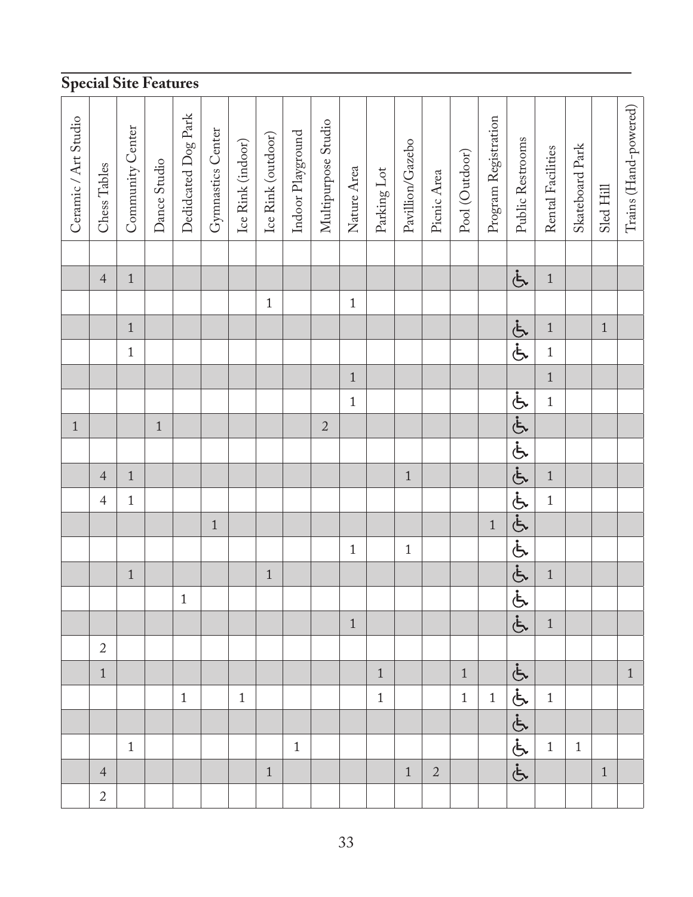## Special Site Features

| Ceramic / Art Studio | Chess Tables | Community Center | Dance Studio | Dedidcated Dog Park | Gymnastics Center | Ice Rink (indoor) | Ice Rink (outdoor) | Indoor Playground | Multipurpose Studio | Nature Area | Parking Lot | Pavillion/Gazebo | Picnic Area | Pool (Outdoor) | Program Registration | Public Restrooms | Rental Facilities | Skateboard Park | Sled Hill | Trains (Hand-powered) |
|---|---|---|---|---|---|---|---|---|---|---|---|---|---|---|---|---|---|---|---|---|
| | | | | | | | | | | | | | | | | | | | | |
| | 4 | 1 | | | | | | | | | | | | | | ♿ | 1 | | | |
| | | | | | | | 1 | | | 1 | | | | | | | | | | |
| | | 1 | | | | | | | | | | | | | | ♿ | 1 | | 1 | |
| | | 1 | | | | | | | | | | | | | | ♿ | 1 | | | |
| | | | | | | | | | | 1 | | | | | | | 1 | | | |
| | | | | | | | | | | 1 | | | | | | ♿ | 1 | | | |
| 1 | | | 1 | | | | | | 2 | | | | | | | ♿ | | | | |
| | | | | | | | | | | | | | | | | ♿ | | | | |
| | 4 | 1 | | | | | | | | | | 1 | | | | ♿ | 1 | | | |
| | 4 | 1 | | | | | | | | | | | | | | ♿ | 1 | | | |
| | | | | | 1 | | | | | | | | | | 1 | ♿ | | | | |
| | | | | | | | | | | 1 | | 1 | | | | ♿ | | | | |
| | | 1 | | | | | 1 | | | | | | | | | ♿ | 1 | | | |
| | | | | 1 | | | | | | | | | | | | ♿ | | | | |
| | | | | | | | | | | 1 | | | | | | ♿ | 1 | | | |
| | 2 | | | | | | | | | | | | | | | | | | | |
| | 1 | | | | | | | | | | 1 | | | 1 | | ♿ | | | | 1 |
| | | | | 1 | | 1 | | | | | 1 | | | 1 | 1 | ♿ | 1 | | | |
| | | | | | | | | | | | | | | | | ♿ | | | | |
| | | 1 | | | | | | 1 | | | | | | | | ♿ | 1 | 1 | | |
| | 4 | | | | | | 1 | | | | | 1 | 2 | | | ♿ | | | 1 | |
| | 2 | | | | | | | | | | | | | | | | | | | |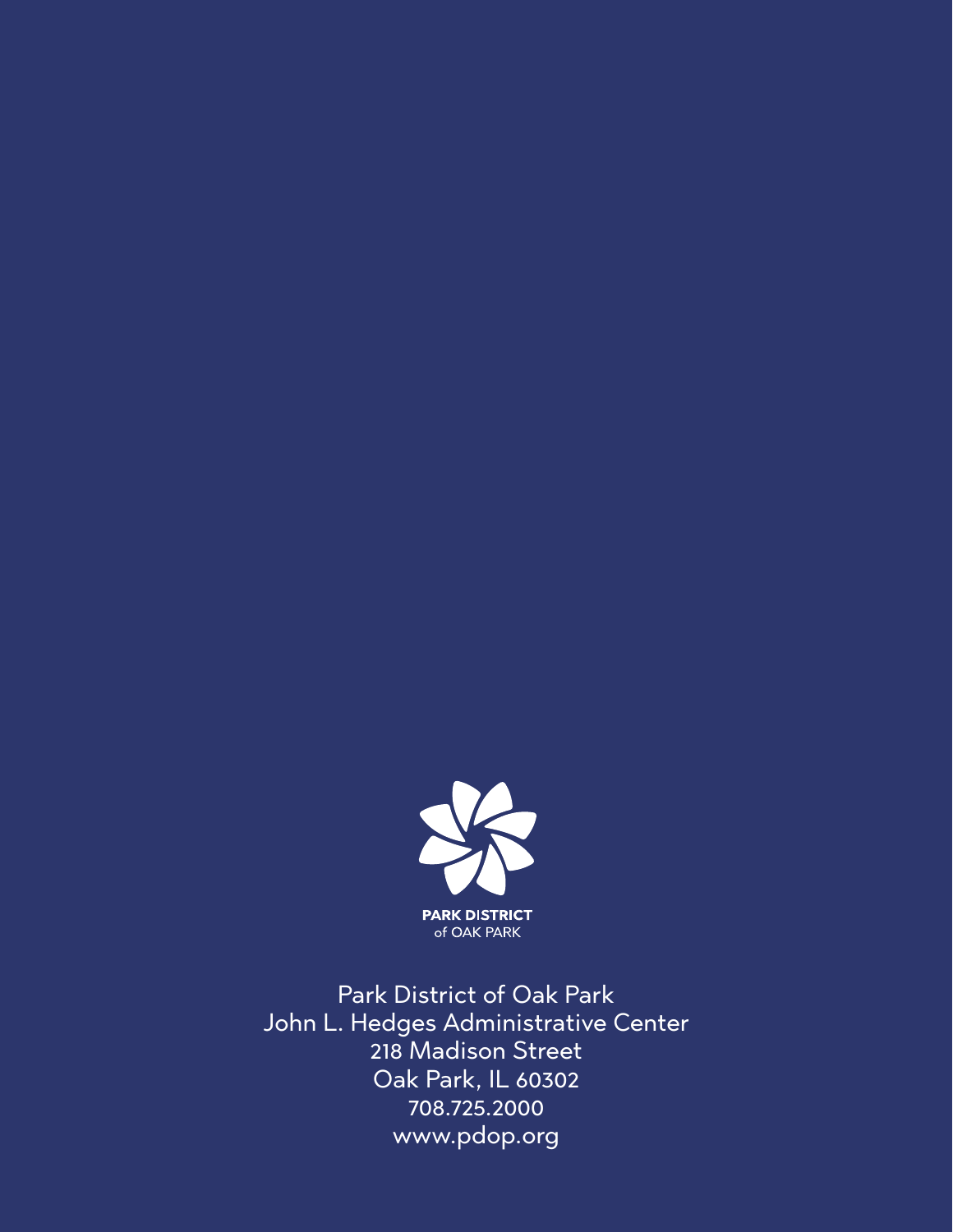**PARK DISTRICT**
of OAK PARK

Park District of Oak Park
John L. Hedges Administrative Center
218 Madison Street
Oak Park, IL 60302
708.725.2000
www.pdop.org